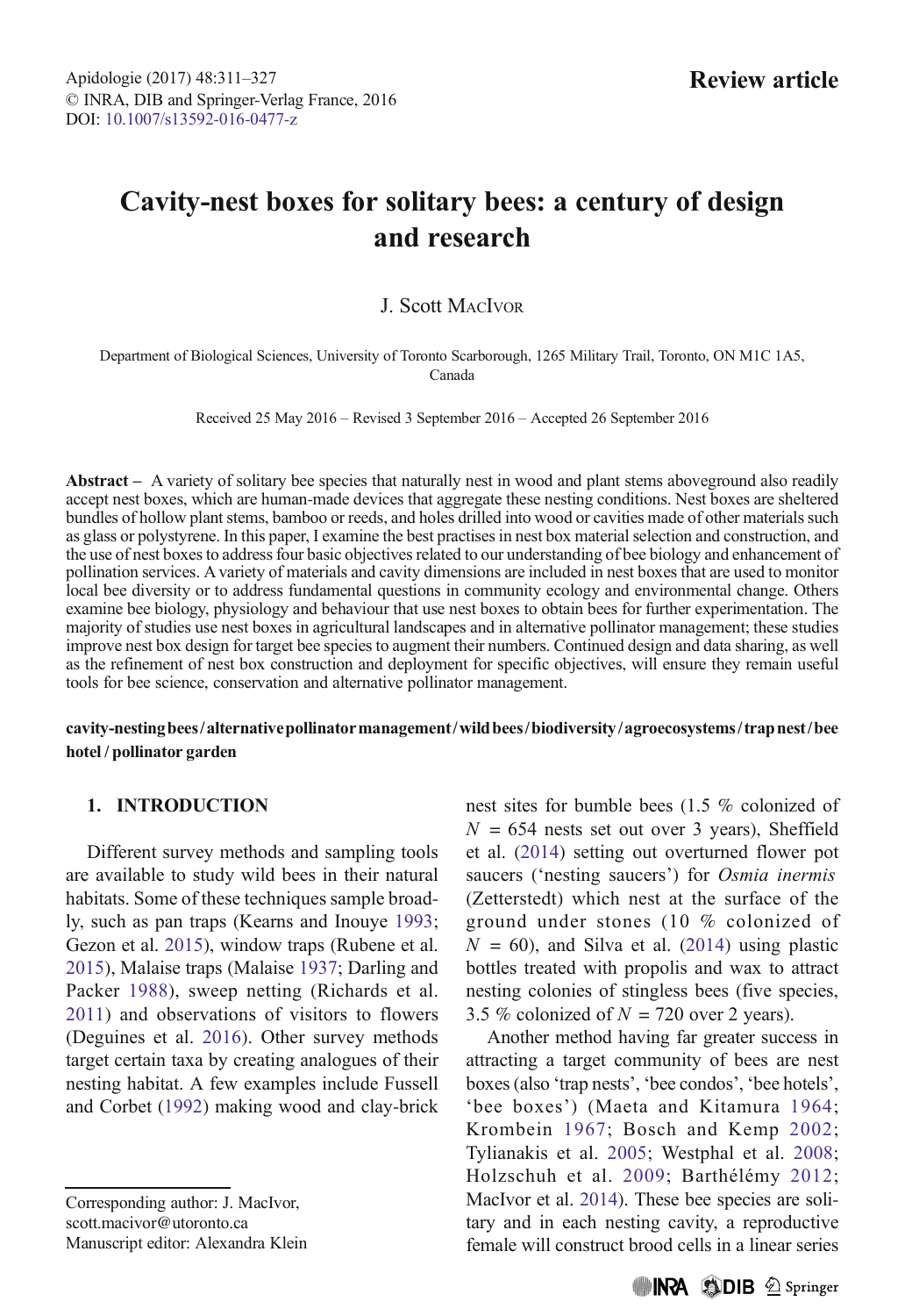Apidologie (2017) 48:311–327
© INRA, DIB and Springer-Verlag France, 2016
DOI: 10.1007/s13592-016-0477-z

**Review article**

# Cavity-nest boxes for solitary bees: a century of design and research

J. Scott MacIvor

Department of Biological Sciences, University of Toronto Scarborough, 1265 Military Trail, Toronto, ON M1C 1A5, Canada

Received 25 May 2016 – Revised 3 September 2016 – Accepted 26 September 2016

**Abstract –** A variety of solitary bee species that naturally nest in wood and plant stems aboveground also readily accept nest boxes, which are human-made devices that aggregate these nesting conditions. Nest boxes are sheltered bundles of hollow plant stems, bamboo or reeds, and holes drilled into wood or cavities made of other materials such as glass or polystyrene. In this paper, I examine the best practises in nest box material selection and construction, and the use of nest boxes to address four basic objectives related to our understanding of bee biology and enhancement of pollination services. A variety of materials and cavity dimensions are included in nest boxes that are used to monitor local bee diversity or to address fundamental questions in community ecology and environmental change. Others examine bee biology, physiology and behaviour that use nest boxes to obtain bees for further experimentation. The majority of studies use nest boxes in agricultural landscapes and in alternative pollinator management; these studies improve nest box design for target bee species to augment their numbers. Continued design and data sharing, as well as the refinement of nest box construction and deployment for specific objectives, will ensure they remain useful tools for bee science, conservation and alternative pollinator management.

**cavity-nesting bees / alternative pollinator management / wild bees / biodiversity / agroecosystems / trap nest / bee hotel / pollinator garden**

## 1. INTRODUCTION

Different survey methods and sampling tools are available to study wild bees in their natural habitats. Some of these techniques sample broadly, such as pan traps (Kearns and Inouye 1993; Gezon et al. 2015), window traps (Rubene et al. 2015), Malaise traps (Malaise 1937; Darling and Packer 1988), sweep netting (Richards et al. 2011) and observations of visitors to flowers (Deguines et al. 2016). Other survey methods target certain taxa by creating analogues of their nesting habitat. A few examples include Fussell and Corbet (1992) making wood and clay-brick nest sites for bumble bees (1.5 % colonized of $N = 654$ nests set out over 3 years), Sheffield et al. (2014) setting out overturned flower pot saucers ('nesting saucers') for *Osmia inermis* (Zetterstedt) which nest at the surface of the ground under stones (10 % colonized of $N = 60$), and Silva et al. (2014) using plastic bottles treated with propolis and wax to attract nesting colonies of stingless bees (five species, 3.5 % colonized of $N = 720$ over 2 years).

Another method having far greater success in attracting a target community of bees are nest boxes (also 'trap nests', 'bee condos', 'bee hotels', 'bee boxes') (Maeta and Kitamura 1964; Krombein 1967; Bosch and Kemp 2002; Tylianakis et al. 2005; Westphal et al. 2008; Holzschuh et al. 2009; Barthélémy 2012; MacIvor et al. 2014). These bee species are solitary and in each nesting cavity, a reproductive female will construct brood cells in a linear series

Corresponding author: J. MacIvor, scott.macivor@utoronto.ca
Manuscript editor: Alexandra Klein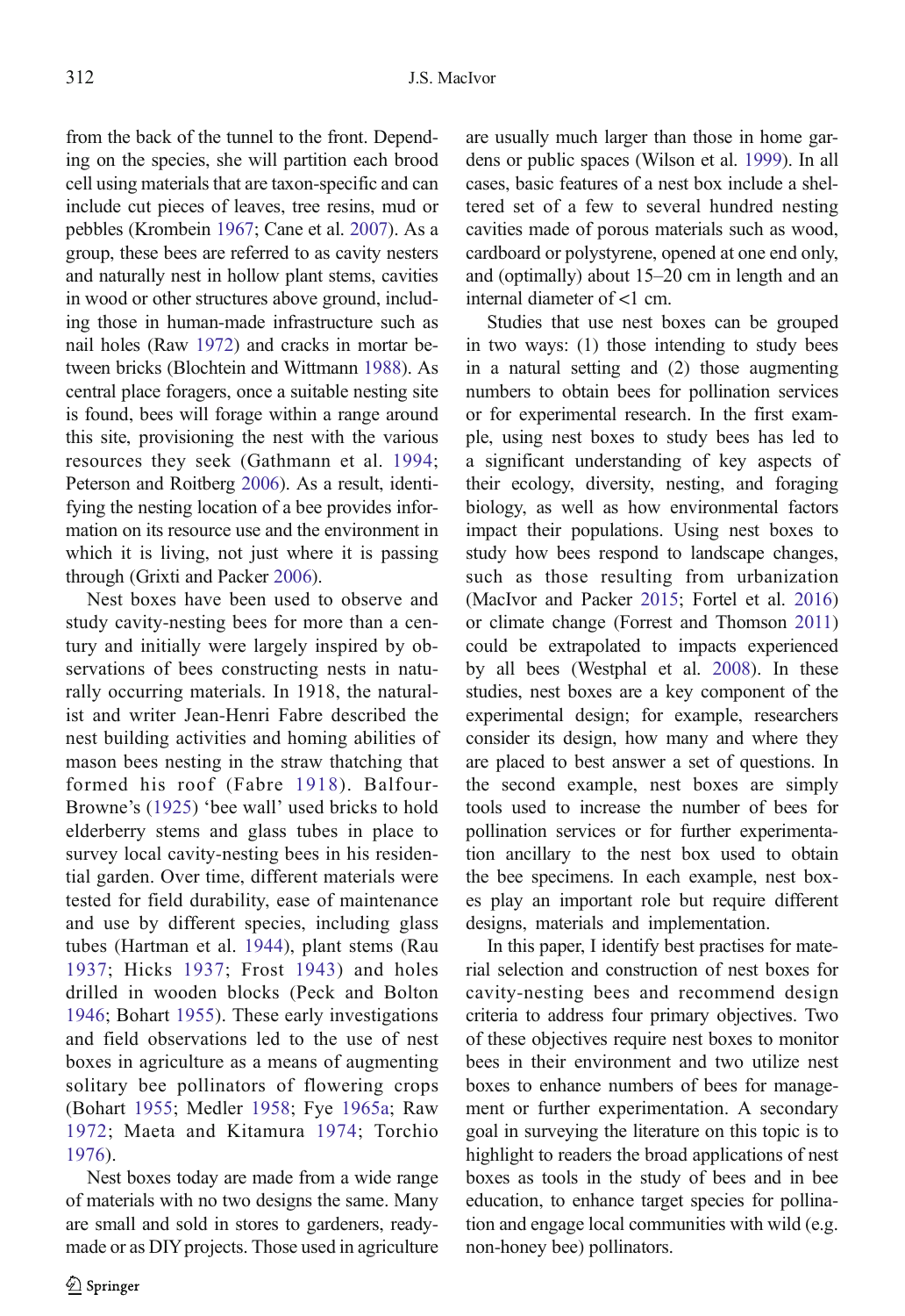from the back of the tunnel to the front. Depending on the species, she will partition each brood cell using materials that are taxon-specific and can include cut pieces of leaves, tree resins, mud or pebbles (Krombein 1967; Cane et al. 2007). As a group, these bees are referred to as cavity nesters and naturally nest in hollow plant stems, cavities in wood or other structures above ground, including those in human-made infrastructure such as nail holes (Raw 1972) and cracks in mortar between bricks (Blochtein and Wittmann 1988). As central place foragers, once a suitable nesting site is found, bees will forage within a range around this site, provisioning the nest with the various resources they seek (Gathmann et al. 1994; Peterson and Roitberg 2006). As a result, identifying the nesting location of a bee provides information on its resource use and the environment in which it is living, not just where it is passing through (Grixti and Packer 2006).

Nest boxes have been used to observe and study cavity-nesting bees for more than a century and initially were largely inspired by observations of bees constructing nests in naturally occurring materials. In 1918, the naturalist and writer Jean-Henri Fabre described the nest building activities and homing abilities of mason bees nesting in the straw thatching that formed his roof (Fabre 1918). Balfour-Browne's (1925) 'bee wall' used bricks to hold elderberry stems and glass tubes in place to survey local cavity-nesting bees in his residential garden. Over time, different materials were tested for field durability, ease of maintenance and use by different species, including glass tubes (Hartman et al. 1944), plant stems (Rau 1937; Hicks 1937; Frost 1943) and holes drilled in wooden blocks (Peck and Bolton 1946; Bohart 1955). These early investigations and field observations led to the use of nest boxes in agriculture as a means of augmenting solitary bee pollinators of flowering crops (Bohart 1955; Medler 1958; Fye 1965a; Raw 1972; Maeta and Kitamura 1974; Torchio 1976).

Nest boxes today are made from a wide range of materials with no two designs the same. Many are small and sold in stores to gardeners, ready-made or as DIY projects. Those used in agriculture are usually much larger than those in home gardens or public spaces (Wilson et al. 1999). In all cases, basic features of a nest box include a sheltered set of a few to several hundred nesting cavities made of porous materials such as wood, cardboard or polystyrene, opened at one end only, and (optimally) about 15–20 cm in length and an internal diameter of <1 cm.

Studies that use nest boxes can be grouped in two ways: (1) those intending to study bees in a natural setting and (2) those augmenting numbers to obtain bees for pollination services or for experimental research. In the first example, using nest boxes to study bees has led to a significant understanding of key aspects of their ecology, diversity, nesting, and foraging biology, as well as how environmental factors impact their populations. Using nest boxes to study how bees respond to landscape changes, such as those resulting from urbanization (MacIvor and Packer 2015; Fortel et al. 2016) or climate change (Forrest and Thomson 2011) could be extrapolated to impacts experienced by all bees (Westphal et al. 2008). In these studies, nest boxes are a key component of the experimental design; for example, researchers consider its design, how many and where they are placed to best answer a set of questions. In the second example, nest boxes are simply tools used to increase the number of bees for pollination services or for further experimentation ancillary to the nest box used to obtain the bee specimens. In each example, nest boxes play an important role but require different designs, materials and implementation.

In this paper, I identify best practises for material selection and construction of nest boxes for cavity-nesting bees and recommend design criteria to address four primary objectives. Two of these objectives require nest boxes to monitor bees in their environment and two utilize nest boxes to enhance numbers of bees for management or further experimentation. A secondary goal in surveying the literature on this topic is to highlight to readers the broad applications of nest boxes as tools in the study of bees and in bee education, to enhance target species for pollination and engage local communities with wild (e.g. non-honey bee) pollinators.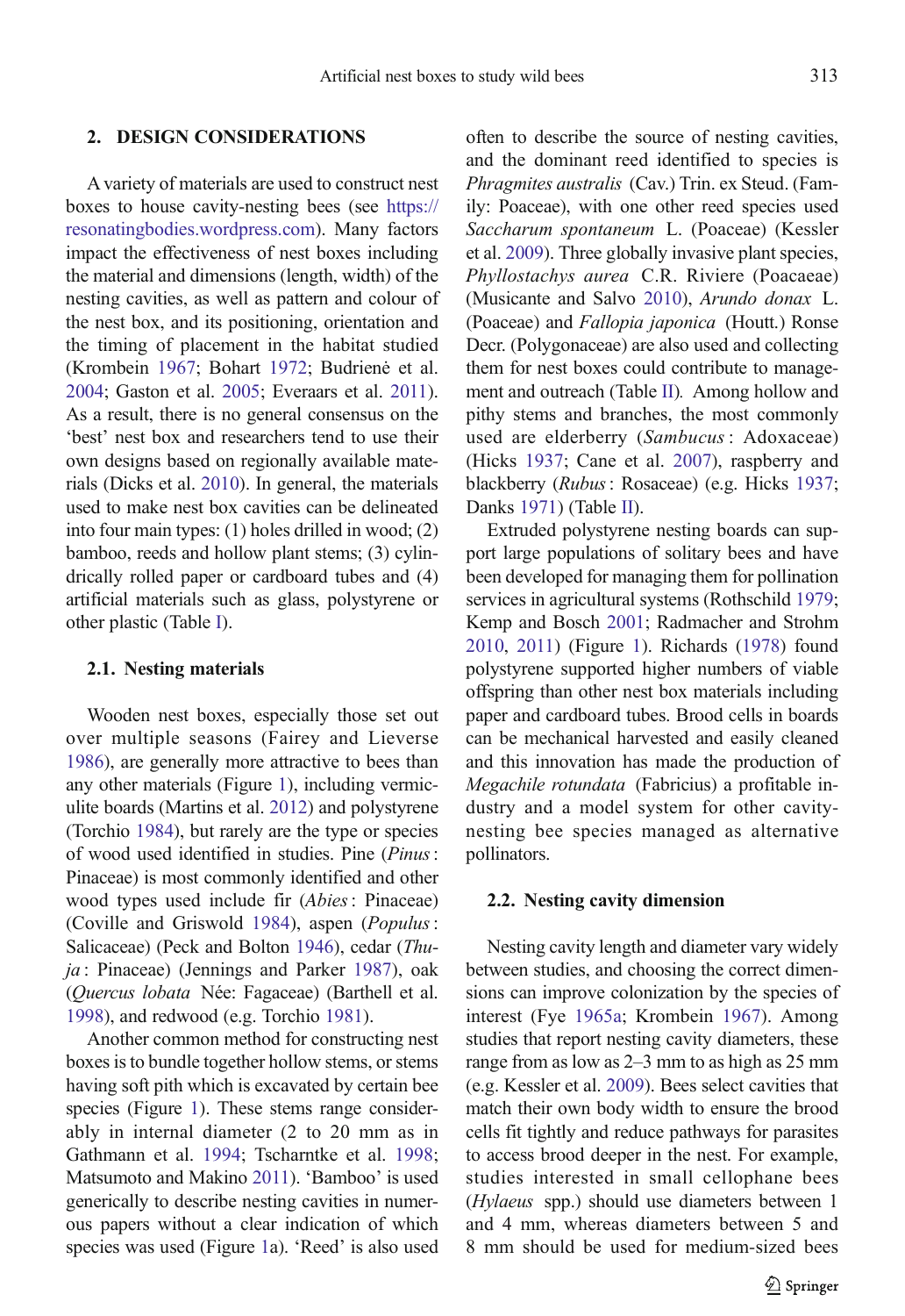## 2. DESIGN CONSIDERATIONS

A variety of materials are used to construct nest boxes to house cavity-nesting bees (see https://resonatingbodies.wordpress.com). Many factors impact the effectiveness of nest boxes including the material and dimensions (length, width) of the nesting cavities, as well as pattern and colour of the nest box, and its positioning, orientation and the timing of placement in the habitat studied (Krombein 1967; Bohart 1972; Budrienė et al. 2004; Gaston et al. 2005; Everaars et al. 2011). As a result, there is no general consensus on the 'best' nest box and researchers tend to use their own designs based on regionally available materials (Dicks et al. 2010). In general, the materials used to make nest box cavities can be delineated into four main types: (1) holes drilled in wood; (2) bamboo, reeds and hollow plant stems; (3) cylindrically rolled paper or cardboard tubes and (4) artificial materials such as glass, polystyrene or other plastic (Table I).

### 2.1. Nesting materials

Wooden nest boxes, especially those set out over multiple seasons (Fairey and Lieverse 1986), are generally more attractive to bees than any other materials (Figure 1), including vermiculite boards (Martins et al. 2012) and polystyrene (Torchio 1984), but rarely are the type or species of wood used identified in studies. Pine (*Pinus*: Pinaceae) is most commonly identified and other wood types used include fir (*Abies*: Pinaceae) (Coville and Griswold 1984), aspen (*Populus*: Salicaceae) (Peck and Bolton 1946), cedar (*Thuja*: Pinaceae) (Jennings and Parker 1987), oak (*Quercus lobata* Née: Fagaceae) (Barthell et al. 1998), and redwood (e.g. Torchio 1981).

Another common method for constructing nest boxes is to bundle together hollow stems, or stems having soft pith which is excavated by certain bee species (Figure 1). These stems range considerably in internal diameter (2 to 20 mm as in Gathmann et al. 1994; Tscharntke et al. 1998; Matsumoto and Makino 2011). 'Bamboo' is used generically to describe nesting cavities in numerous papers without a clear indication of which species was used (Figure 1a). 'Reed' is also used often to describe the source of nesting cavities, and the dominant reed identified to species is *Phragmites australis* (Cav.) Trin. ex Steud. (Family: Poaceae), with one other reed species used *Saccharum spontaneum* L. (Poaceae) (Kessler et al. 2009). Three globally invasive plant species, *Phyllostachys aurea* C.R. Riviere (Poacaeae) (Musicante and Salvo 2010), *Arundo donax* L. (Poaceae) and *Fallopia japonica* (Houtt.) Ronse Decr. (Polygonaceae) are also used and collecting them for nest boxes could contribute to management and outreach (Table II). Among hollow and pithy stems and branches, the most commonly used are elderberry (*Sambucus*: Adoxaceae) (Hicks 1937; Cane et al. 2007), raspberry and blackberry (*Rubus*: Rosaceae) (e.g. Hicks 1937; Danks 1971) (Table II).

Extruded polystyrene nesting boards can support large populations of solitary bees and have been developed for managing them for pollination services in agricultural systems (Rothschild 1979; Kemp and Bosch 2001; Radmacher and Strohm 2010, 2011) (Figure 1). Richards (1978) found polystyrene supported higher numbers of viable offspring than other nest box materials including paper and cardboard tubes. Brood cells in boards can be mechanical harvested and easily cleaned and this innovation has made the production of *Megachile rotundata* (Fabricius) a profitable industry and a model system for other cavity-nesting bee species managed as alternative pollinators.

### 2.2. Nesting cavity dimension

Nesting cavity length and diameter vary widely between studies, and choosing the correct dimensions can improve colonization by the species of interest (Fye 1965a; Krombein 1967). Among studies that report nesting cavity diameters, these range from as low as 2–3 mm to as high as 25 mm (e.g. Kessler et al. 2009). Bees select cavities that match their own body width to ensure the brood cells fit tightly and reduce pathways for parasites to access brood deeper in the nest. For example, studies interested in small cellophane bees (*Hylaeus* spp.) should use diameters between 1 and 4 mm, whereas diameters between 5 and 8 mm should be used for medium-sized bees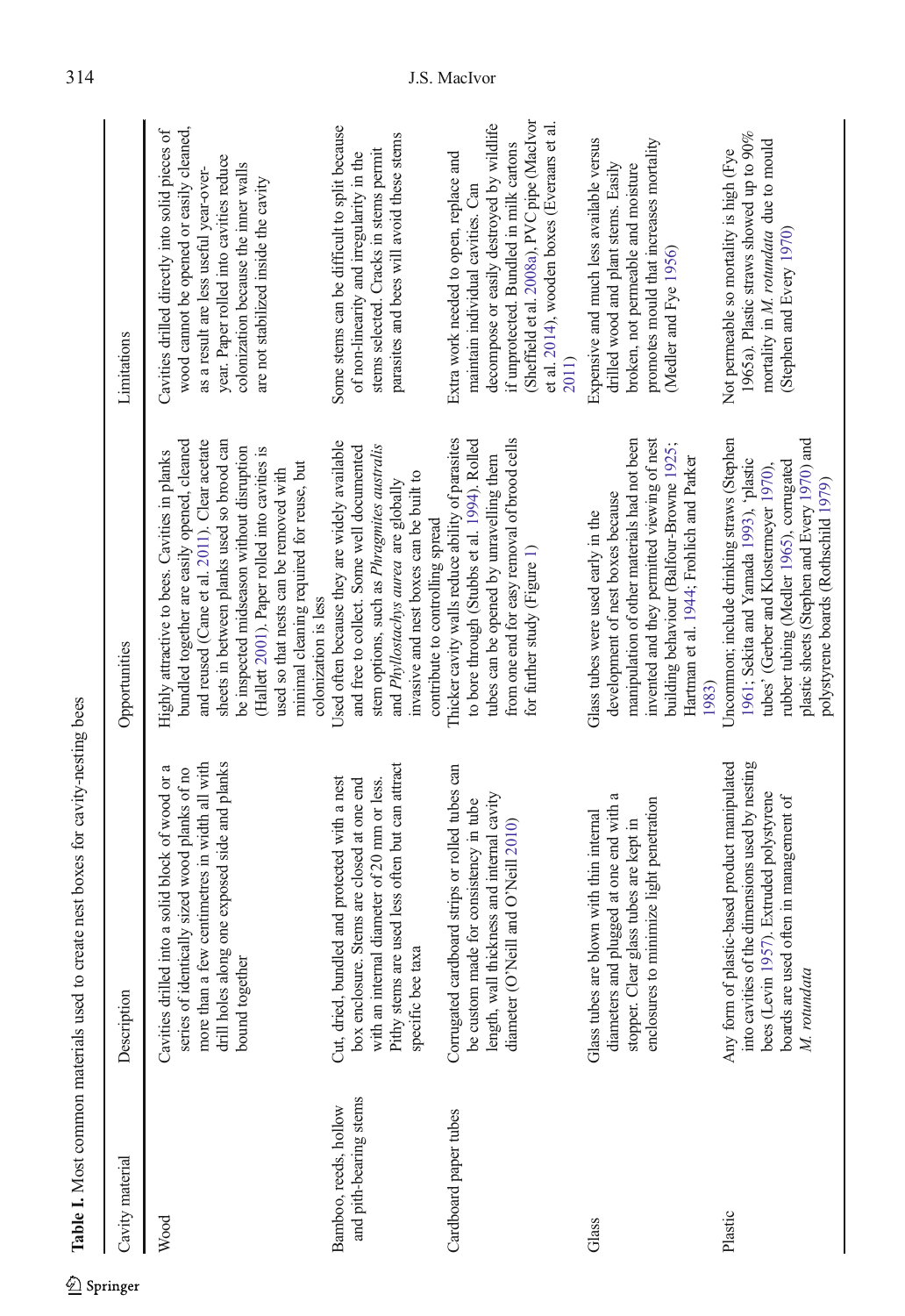**Table I.** Most common materials used to create nest boxes for cavity-nesting bees

| Cavity material | Description | Opportunities | Limitations |
|---|---|---|---|
| Wood | Cavities drilled into a solid block of wood or a series of identically sized wood planks of no more than a few centimetres in width all with drill holes along one exposed side and planks bound together | Highly attractive to bees. Cavities in planks bundled together are easily opened, cleaned and reused (Cane et al. 2011). Clear acetate sheets in between planks used so brood can be inspected midseason without disruption (Hallett 2001). Paper rolled into cavities is used so that nests can be removed with minimal cleaning required for reuse, but colonization is less | Cavities drilled directly into solid pieces of wood cannot be opened or easily cleaned, as a result are less useful year-over-year. Paper rolled into cavities reduce colonization because the inner walls are not stabilized inside the cavity |
| Bamboo, reeds, hollow and pith-bearing stems | Cut, dried, bundled and protected with a nest box enclosure. Stems are closed at one end with an internal diameter of 20 mm or less. Pithy stems are used less often but can attract specific bee taxa | Used often because they are widely available and free to collect. Some well documented stem options, such as *Phragmites australis* and *Phyllostachys aurea* are globally invasive and nest boxes can be built to contribute to controlling spread | Some stems can be difficult to split because of non-linearity and irregularity in the stems selected. Cracks in stems permit parasites and bees will avoid these stems |
| Cardboard paper tubes | Corrugated cardboard strips or rolled tubes can be custom made for consistency in tube length, wall thickness and internal cavity diameter (O'Neill and O'Neill 2010) | Thicker cavity walls reduce ability of parasites to bore through (Stubbs et al. 1994). Rolled tubes can be opened by unravelling them from one end for easy removal of brood cells for further study (Figure 1) | Extra work needed to open, replace and maintain individual cavities. Can decompose or easily destroyed by wildlife if unprotected. Bundled in milk cartons (Sheffield et al. 2008a), PVC pipe (MacIvor et al. 2014), wooden boxes (Everaars et al. 2011) |
| Glass | Glass tubes are blown with thin internal diameters and plugged at one end with a stopper. Clear glass tubes are kept in enclosures to minimize light penetration | Glass tubes were used early in the development of nest boxes because manipulation of other materials had not been invented and they permitted viewing of nest building behaviour (Balfour-Browne 1925; Hartman et al. 1944; Frohlich and Parker 1983) | Expensive and much less available versus drilled wood and plant stems. Easily broken, not permeable and moisture promotes mould that increases mortality (Medler and Fye 1956) |
| Plastic | Any form of plastic-based product manipulated into cavities of the dimensions used by nesting bees (Levin 1957). Extruded polystyrene boards are used often in management of *M. rotundata* | Uncommon; include drinking straws (Stephen 1961; Sekita and Yamada 1993), 'plastic tubes' (Gerber and Klostermeyer 1970), rubber tubing (Medler 1965), corrugated plastic sheets (Stephen and Every 1970) and polystyrene boards (Rothschild 1979) | Not permeable so mortality is high (Fye 1965a). Plastic straws showed up to 90% mortality in *M. rotundata* due to mould (Stephen and Every 1970) |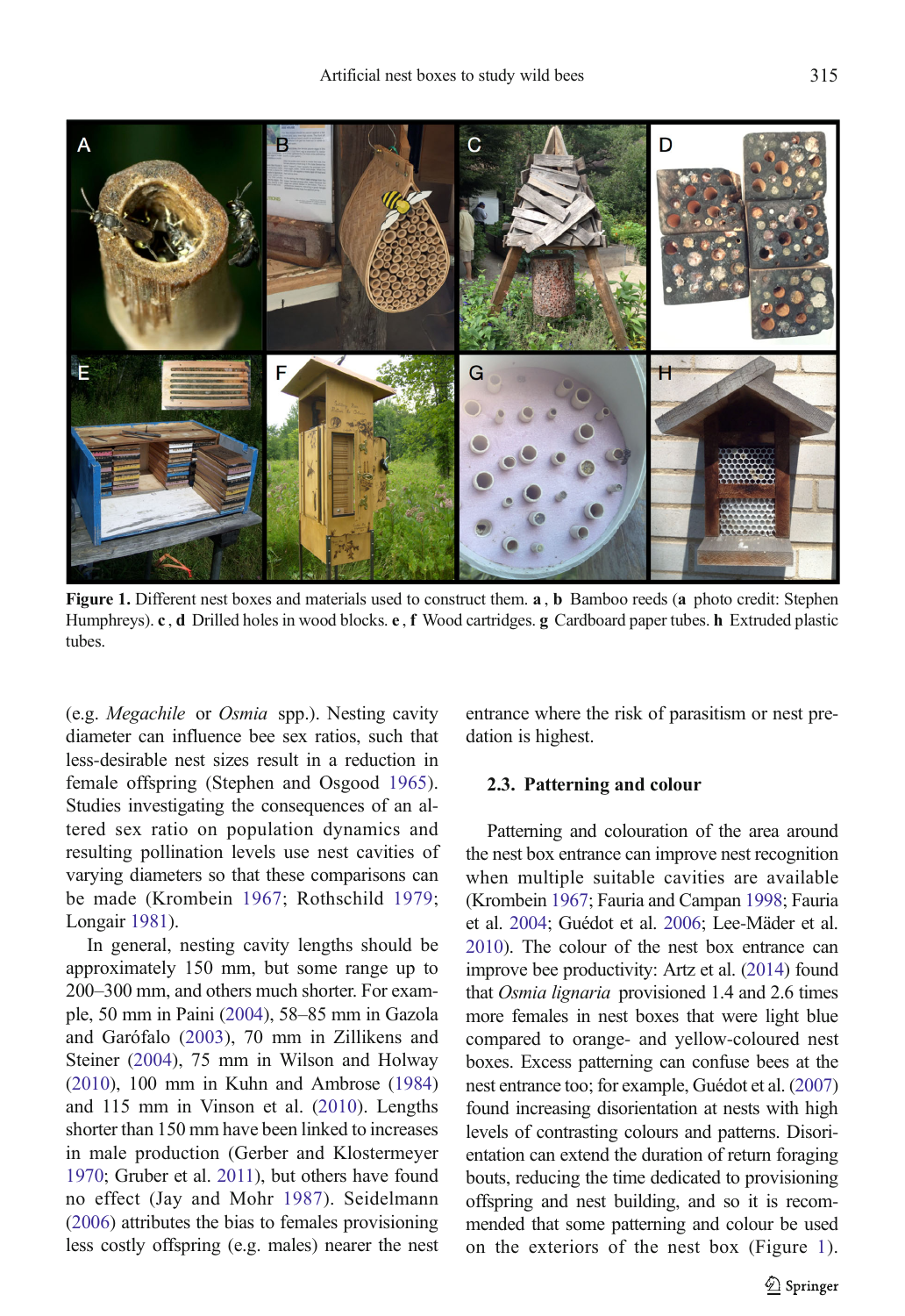Figure 1. Different nest boxes and materials used to construct them. **a**, **b** Bamboo reeds (**a** photo credit: Stephen Humphreys). **c**, **d** Drilled holes in wood blocks. **e**, **f** Wood cartridges. **g** Cardboard paper tubes. **h** Extruded plastic tubes.

(e.g. *Megachile* or *Osmia* spp.). Nesting cavity diameter can influence bee sex ratios, such that less-desirable nest sizes result in a reduction in female offspring (Stephen and Osgood 1965). Studies investigating the consequences of an altered sex ratio on population dynamics and resulting pollination levels use nest cavities of varying diameters so that these comparisons can be made (Krombein 1967; Rothschild 1979; Longair 1981).

In general, nesting cavity lengths should be approximately 150 mm, but some range up to 200–300 mm, and others much shorter. For example, 50 mm in Paini (2004), 58–85 mm in Gazola and Garófalo (2003), 70 mm in Zillikens and Steiner (2004), 75 mm in Wilson and Holway (2010), 100 mm in Kuhn and Ambrose (1984) and 115 mm in Vinson et al. (2010). Lengths shorter than 150 mm have been linked to increases in male production (Gerber and Klostermeyer 1970; Gruber et al. 2011), but others have found no effect (Jay and Mohr 1987). Seidelmann (2006) attributes the bias to females provisioning less costly offspring (e.g. males) nearer the nest entrance where the risk of parasitism or nest predation is highest.

### 2.3. Patterning and colour

Patterning and colouration of the area around the nest box entrance can improve nest recognition when multiple suitable cavities are available (Krombein 1967; Fauria and Campan 1998; Fauria et al. 2004; Guédot et al. 2006; Lee-Mäder et al. 2010). The colour of the nest box entrance can improve bee productivity: Artz et al. (2014) found that *Osmia lignaria* provisioned 1.4 and 2.6 times more females in nest boxes that were light blue compared to orange- and yellow-coloured nest boxes. Excess patterning can confuse bees at the nest entrance too; for example, Guédot et al. (2007) found increasing disorientation at nests with high levels of contrasting colours and patterns. Disorientation can extend the duration of return foraging bouts, reducing the time dedicated to provisioning offspring and nest building, and so it is recommended that some patterning and colour be used on the exteriors of the nest box (Figure 1).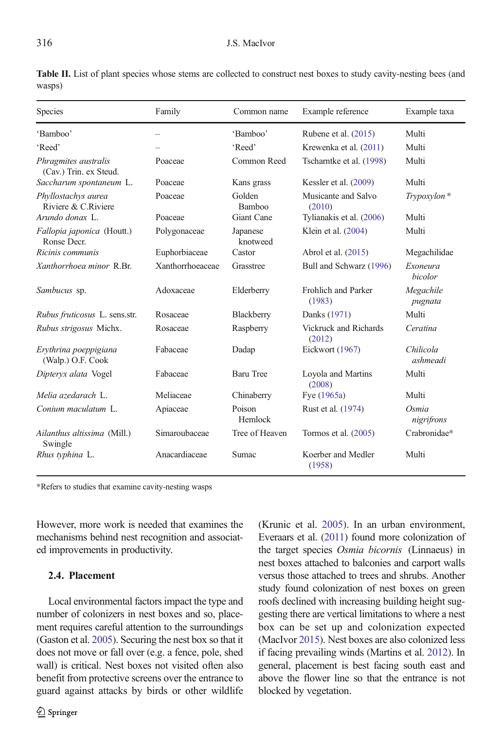**Table II.** List of plant species whose stems are collected to construct nest boxes to study cavity-nesting bees (and wasps)

| Species | Family | Common name | Example reference | Example taxa |
|---|---|---|---|---|
| 'Bamboo' | – | 'Bamboo' | Rubene et al. (2015) | Multi |
| 'Reed' | – | 'Reed' | Krewenka et al. (2011) | Multi |
| *Phragmites australis* (Cav.) Trin. ex Steud. | Poaceae | Common Reed | Tscharntke et al. (1998) | Multi |
| *Saccharum spontaneum* L. | Poaceae | Kans grass | Kessler et al. (2009) | Multi |
| *Phyllostachys aurea* Riviere & C.Riviere | Poaceae | Golden Bamboo | Musicante and Salvo (2010) | *Trypoxylon* * |
| *Arundo donax* L. | Poaceae | Giant Cane | Tylianakis et al. (2006) | Multi |
| *Fallopia japonica* (Houtt.) Ronse Decr. | Polygonaceae | Japanese knotweed | Klein et al. (2004) | Multi |
| *Ricinis communis* | Euphorbiaceae | Castor | Abrol et al. (2015) | Megachilidae |
| *Xanthorrhoea minor* R.Br. | Xanthorrhoeaceae | Grasstree | Bull and Schwarz (1996) | *Exoneura bicolor* |
| *Sambucus* sp. | Adoxaceae | Elderberry | Frohlich and Parker (1983) | *Megachile pugnata* |
| *Rubus fruticosus* L. sens.str. | Rosaceae | Blackberry | Danks (1971) | Multi |
| *Rubus strigosus* Michx. | Rosaceae | Raspberry | Vickruck and Richards (2012) | *Ceratina* |
| *Erythrina poeppigiana* (Walp.) O.F. Cook | Fabaceae | Dadap | Eickwort (1967) | *Chilicola ashmeadi* |
| *Dipteryx alata* Vogel | Fabaceae | Baru Tree | Loyola and Martins (2008) | Multi |
| *Melia azedarach* L. | Meliaceae | Chinaberry | Fye (1965a) | Multi |
| *Conium maculatum* L. | Apiaceae | Poison Hemlock | Rust et al. (1974) | *Osmia nigrifrons* |
| *Ailanthus altissima* (Mill.) Swingle | Simaroubaceae | Tree of Heaven | Tormos et al. (2005) | Crabronidae* |
| *Rhus typhina* L. | Anacardiaceae | Sumac | Koerber and Medler (1958) | Multi |

*Refers to studies that examine cavity-nesting wasps

However, more work is needed that examines the mechanisms behind nest recognition and associated improvements in productivity.

### 2.4. Placement

Local environmental factors impact the type and number of colonizers in nest boxes and so, placement requires careful attention to the surroundings (Gaston et al. 2005). Securing the nest box so that it does not move or fall over (e.g. a fence, pole, shed wall) is critical. Nest boxes not visited often also benefit from protective screens over the entrance to guard against attacks by birds or other wildlife (Krunic et al. 2005). In an urban environment, Everaars et al. (2011) found more colonization of the target species *Osmia bicornis* (Linnaeus) in nest boxes attached to balconies and carport walls versus those attached to trees and shrubs. Another study found colonization of nest boxes on green roofs declined with increasing building height suggesting there are vertical limitations to where a nest box can be set up and colonization expected (MacIvor 2015). Nest boxes are also colonized less if facing prevailing winds (Martins et al. 2012). In general, placement is best facing south east and above the flower line so that the entrance is not blocked by vegetation.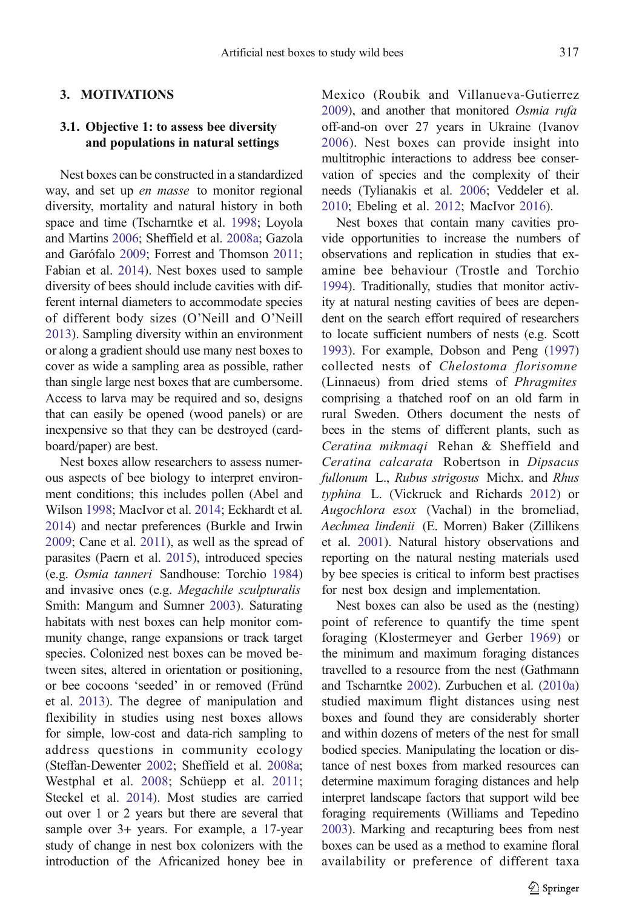## 3. MOTIVATIONS

### 3.1. Objective 1: to assess bee diversity and populations in natural settings

Nest boxes can be constructed in a standardized way, and set up *en masse* to monitor regional diversity, mortality and natural history in both space and time (Tscharntke et al. 1998; Loyola and Martins 2006; Sheffield et al. 2008a; Gazola and Garófalo 2009; Forrest and Thomson 2011; Fabian et al. 2014). Nest boxes used to sample diversity of bees should include cavities with different internal diameters to accommodate species of different body sizes (O'Neill and O'Neill 2013). Sampling diversity within an environment or along a gradient should use many nest boxes to cover as wide a sampling area as possible, rather than single large nest boxes that are cumbersome. Access to larva may be required and so, designs that can easily be opened (wood panels) or are inexpensive so that they can be destroyed (cardboard/paper) are best.

Nest boxes allow researchers to assess numerous aspects of bee biology to interpret environment conditions; this includes pollen (Abel and Wilson 1998; MacIvor et al. 2014; Eckhardt et al. 2014) and nectar preferences (Burkle and Irwin 2009; Cane et al. 2011), as well as the spread of parasites (Paern et al. 2015), introduced species (e.g. *Osmia tanneri* Sandhouse: Torchio 1984) and invasive ones (e.g. *Megachile sculpturalis* Smith: Mangum and Sumner 2003). Saturating habitats with nest boxes can help monitor community change, range expansions or track target species. Colonized nest boxes can be moved between sites, altered in orientation or positioning, or bee cocoons 'seeded' in or removed (Fründ et al. 2013). The degree of manipulation and flexibility in studies using nest boxes allows for simple, low-cost and data-rich sampling to address questions in community ecology (Steffan-Dewenter 2002; Sheffield et al. 2008a; Westphal et al. 2008; Schüepp et al. 2011; Steckel et al. 2014). Most studies are carried out over 1 or 2 years but there are several that sample over 3+ years. For example, a 17-year study of change in nest box colonizers with the introduction of the Africanized honey bee in Mexico (Roubik and Villanueva-Gutierrez 2009), and another that monitored *Osmia rufa* off-and-on over 27 years in Ukraine (Ivanov 2006). Nest boxes can provide insight into multitrophic interactions to address bee conservation of species and the complexity of their needs (Tylianakis et al. 2006; Veddeler et al. 2010; Ebeling et al. 2012; MacIvor 2016).

Nest boxes that contain many cavities provide opportunities to increase the numbers of observations and replication in studies that examine bee behaviour (Trostle and Torchio 1994). Traditionally, studies that monitor activity at natural nesting cavities of bees are dependent on the search effort required of researchers to locate sufficient numbers of nests (e.g. Scott 1993). For example, Dobson and Peng (1997) collected nests of *Chelostoma florisomne* (Linnaeus) from dried stems of *Phragmites* comprising a thatched roof on an old farm in rural Sweden. Others document the nests of bees in the stems of different plants, such as *Ceratina mikmaqi* Rehan & Sheffield and *Ceratina calcarata* Robertson in *Dipsacus fullonum* L., *Rubus strigosus* Michx. and *Rhus typhina* L. (Vickruck and Richards 2012) or *Augochlora esox* (Vachal) in the bromeliad, *Aechmea lindenii* (E. Morren) Baker (Zillikens et al. 2001). Natural history observations and reporting on the natural nesting materials used by bee species is critical to inform best practises for nest box design and implementation.

Nest boxes can also be used as the (nesting) point of reference to quantify the time spent foraging (Klostermeyer and Gerber 1969) or the minimum and maximum foraging distances travelled to a resource from the nest (Gathmann and Tscharntke 2002). Zurbuchen et al. (2010a) studied maximum flight distances using nest boxes and found they are considerably shorter and within dozens of meters of the nest for small bodied species. Manipulating the location or distance of nest boxes from marked resources can determine maximum foraging distances and help interpret landscape factors that support wild bee foraging requirements (Williams and Tepedino 2003). Marking and recapturing bees from nest boxes can be used as a method to examine floral availability or preference of different taxa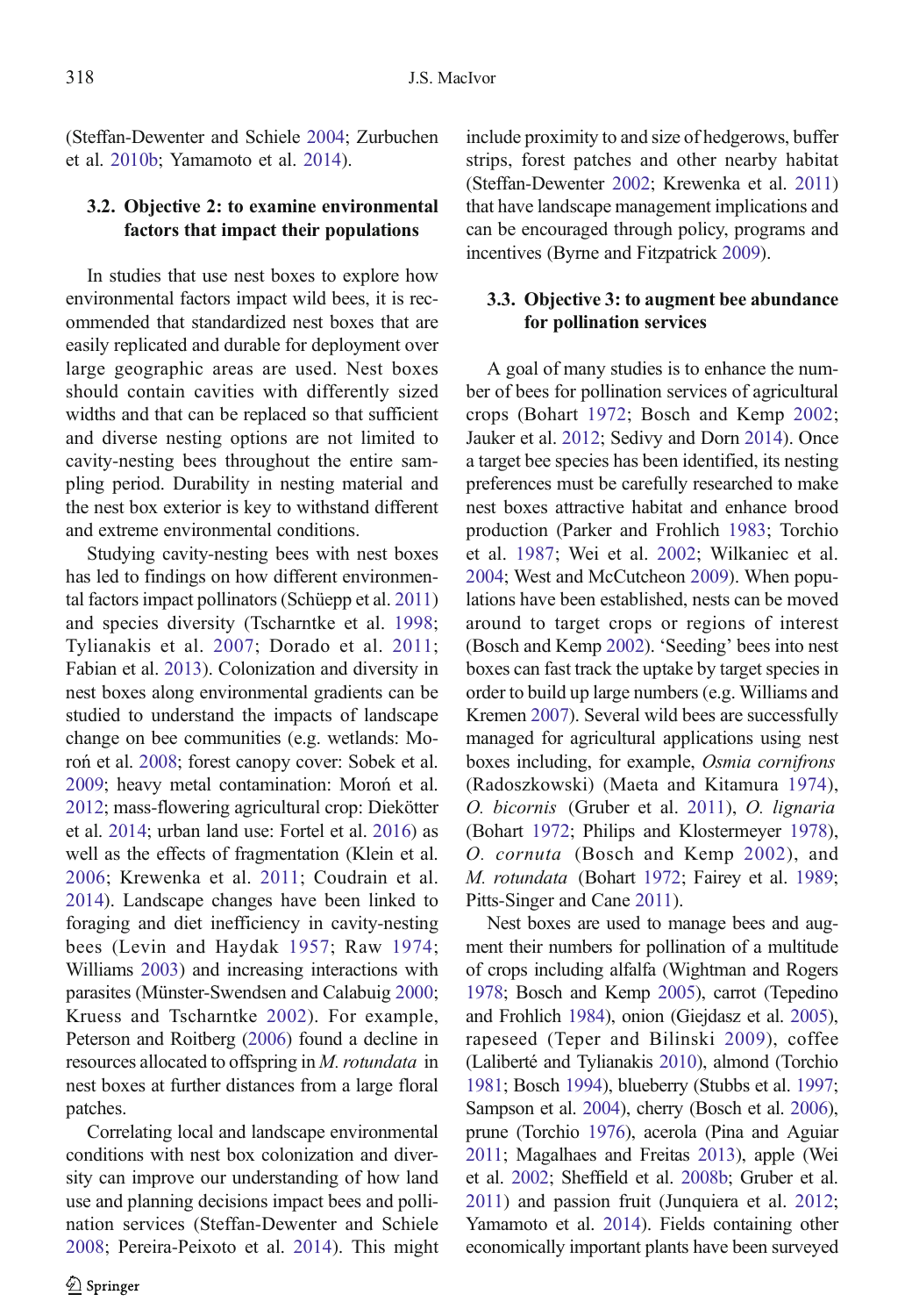(Steffan-Dewenter and Schiele 2004; Zurbuchen et al. 2010b; Yamamoto et al. 2014).

### 3.2. Objective 2: to examine environmental factors that impact their populations

In studies that use nest boxes to explore how environmental factors impact wild bees, it is recommended that standardized nest boxes that are easily replicated and durable for deployment over large geographic areas are used. Nest boxes should contain cavities with differently sized widths and that can be replaced so that sufficient and diverse nesting options are not limited to cavity-nesting bees throughout the entire sampling period. Durability in nesting material and the nest box exterior is key to withstand different and extreme environmental conditions.

Studying cavity-nesting bees with nest boxes has led to findings on how different environmental factors impact pollinators (Schüepp et al. 2011) and species diversity (Tscharntke et al. 1998; Tylianakis et al. 2007; Dorado et al. 2011; Fabian et al. 2013). Colonization and diversity in nest boxes along environmental gradients can be studied to understand the impacts of landscape change on bee communities (e.g. wetlands: Moroń et al. 2008; forest canopy cover: Sobek et al. 2009; heavy metal contamination: Moroń et al. 2012; mass-flowering agricultural crop: Diekötter et al. 2014; urban land use: Fortel et al. 2016) as well as the effects of fragmentation (Klein et al. 2006; Krewenka et al. 2011; Coudrain et al. 2014). Landscape changes have been linked to foraging and diet inefficiency in cavity-nesting bees (Levin and Haydak 1957; Raw 1974; Williams 2003) and increasing interactions with parasites (Münster-Swendsen and Calabuig 2000; Kruess and Tscharntke 2002). For example, Peterson and Roitberg (2006) found a decline in resources allocated to offspring in *M. rotundata* in nest boxes at further distances from a large floral patches.

Correlating local and landscape environmental conditions with nest box colonization and diversity can improve our understanding of how land use and planning decisions impact bees and pollination services (Steffan-Dewenter and Schiele 2008; Pereira-Peixoto et al. 2014). This might include proximity to and size of hedgerows, buffer strips, forest patches and other nearby habitat (Steffan-Dewenter 2002; Krewenka et al. 2011) that have landscape management implications and can be encouraged through policy, programs and incentives (Byrne and Fitzpatrick 2009).

### 3.3. Objective 3: to augment bee abundance for pollination services

A goal of many studies is to enhance the number of bees for pollination services of agricultural crops (Bohart 1972; Bosch and Kemp 2002; Jauker et al. 2012; Sedivy and Dorn 2014). Once a target bee species has been identified, its nesting preferences must be carefully researched to make nest boxes attractive habitat and enhance brood production (Parker and Frohlich 1983; Torchio et al. 1987; Wei et al. 2002; Wilkaniec et al. 2004; West and McCutcheon 2009). When populations have been established, nests can be moved around to target crops or regions of interest (Bosch and Kemp 2002). 'Seeding' bees into nest boxes can fast track the uptake by target species in order to build up large numbers (e.g. Williams and Kremen 2007). Several wild bees are successfully managed for agricultural applications using nest boxes including, for example, *Osmia cornifrons* (Radoszkowski) (Maeta and Kitamura 1974), *O. bicornis* (Gruber et al. 2011), *O. lignaria* (Bohart 1972; Philips and Klostermeyer 1978), *O. cornuta* (Bosch and Kemp 2002), and *M. rotundata* (Bohart 1972; Fairey et al. 1989; Pitts-Singer and Cane 2011).

Nest boxes are used to manage bees and augment their numbers for pollination of a multitude of crops including alfalfa (Wightman and Rogers 1978; Bosch and Kemp 2005), carrot (Tepedino and Frohlich 1984), onion (Giejdasz et al. 2005), rapeseed (Teper and Bilinski 2009), coffee (Laliberté and Tylianakis 2010), almond (Torchio 1981; Bosch 1994), blueberry (Stubbs et al. 1997; Sampson et al. 2004), cherry (Bosch et al. 2006), prune (Torchio 1976), acerola (Pina and Aguiar 2011; Magalhaes and Freitas 2013), apple (Wei et al. 2002; Sheffield et al. 2008b; Gruber et al. 2011) and passion fruit (Junquiera et al. 2012; Yamamoto et al. 2014). Fields containing other economically important plants have been surveyed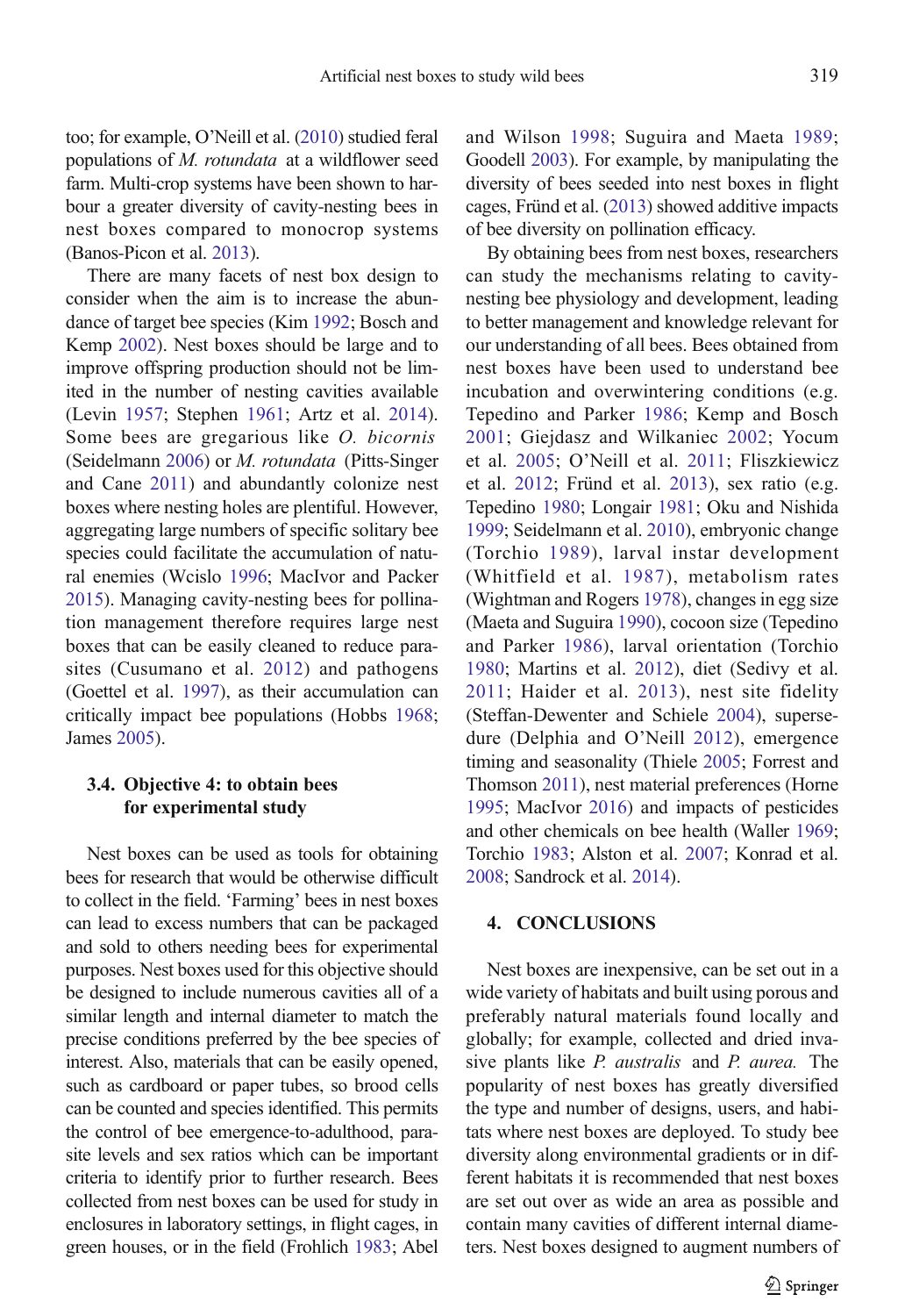too; for example, O'Neill et al. (2010) studied feral populations of *M. rotundata* at a wildflower seed farm. Multi-crop systems have been shown to harbour a greater diversity of cavity-nesting bees in nest boxes compared to monocrop systems (Banos-Picon et al. 2013).

There are many facets of nest box design to consider when the aim is to increase the abundance of target bee species (Kim 1992; Bosch and Kemp 2002). Nest boxes should be large and to improve offspring production should not be limited in the number of nesting cavities available (Levin 1957; Stephen 1961; Artz et al. 2014). Some bees are gregarious like *O. bicornis* (Seidelmann 2006) or *M. rotundata* (Pitts-Singer and Cane 2011) and abundantly colonize nest boxes where nesting holes are plentiful. However, aggregating large numbers of specific solitary bee species could facilitate the accumulation of natural enemies (Wcislo 1996; MacIvor and Packer 2015). Managing cavity-nesting bees for pollination management therefore requires large nest boxes that can be easily cleaned to reduce parasites (Cusumano et al. 2012) and pathogens (Goettel et al. 1997), as their accumulation can critically impact bee populations (Hobbs 1968; James 2005).

### 3.4. Objective 4: to obtain bees for experimental study

Nest boxes can be used as tools for obtaining bees for research that would be otherwise difficult to collect in the field. 'Farming' bees in nest boxes can lead to excess numbers that can be packaged and sold to others needing bees for experimental purposes. Nest boxes used for this objective should be designed to include numerous cavities all of a similar length and internal diameter to match the precise conditions preferred by the bee species of interest. Also, materials that can be easily opened, such as cardboard or paper tubes, so brood cells can be counted and species identified. This permits the control of bee emergence-to-adulthood, parasite levels and sex ratios which can be important criteria to identify prior to further research. Bees collected from nest boxes can be used for study in enclosures in laboratory settings, in flight cages, in green houses, or in the field (Frohlich 1983; Abel and Wilson 1998; Suguira and Maeta 1989; Goodell 2003). For example, by manipulating the diversity of bees seeded into nest boxes in flight cages, Fründ et al. (2013) showed additive impacts of bee diversity on pollination efficacy.

By obtaining bees from nest boxes, researchers can study the mechanisms relating to cavity-nesting bee physiology and development, leading to better management and knowledge relevant for our understanding of all bees. Bees obtained from nest boxes have been used to understand bee incubation and overwintering conditions (e.g. Tepedino and Parker 1986; Kemp and Bosch 2001; Giejdasz and Wilkaniec 2002; Yocum et al. 2005; O'Neill et al. 2011; Fliszkiewicz et al. 2012; Fründ et al. 2013), sex ratio (e.g. Tepedino 1980; Longair 1981; Oku and Nishida 1999; Seidelmann et al. 2010), embryonic change (Torchio 1989), larval instar development (Whitfield et al. 1987), metabolism rates (Wightman and Rogers 1978), changes in egg size (Maeta and Suguira 1990), cocoon size (Tepedino and Parker 1986), larval orientation (Torchio 1980; Martins et al. 2012), diet (Sedivy et al. 2011; Haider et al. 2013), nest site fidelity (Steffan-Dewenter and Schiele 2004), supersedure (Delphia and O'Neill 2012), emergence timing and seasonality (Thiele 2005; Forrest and Thomson 2011), nest material preferences (Horne 1995; MacIvor 2016) and impacts of pesticides and other chemicals on bee health (Waller 1969; Torchio 1983; Alston et al. 2007; Konrad et al. 2008; Sandrock et al. 2014).

## 4. CONCLUSIONS

Nest boxes are inexpensive, can be set out in a wide variety of habitats and built using porous and preferably natural materials found locally and globally; for example, collected and dried invasive plants like *P. australis* and *P. aurea.* The popularity of nest boxes has greatly diversified the type and number of designs, users, and habitats where nest boxes are deployed. To study bee diversity along environmental gradients or in different habitats it is recommended that nest boxes are set out over as wide an area as possible and contain many cavities of different internal diameters. Nest boxes designed to augment numbers of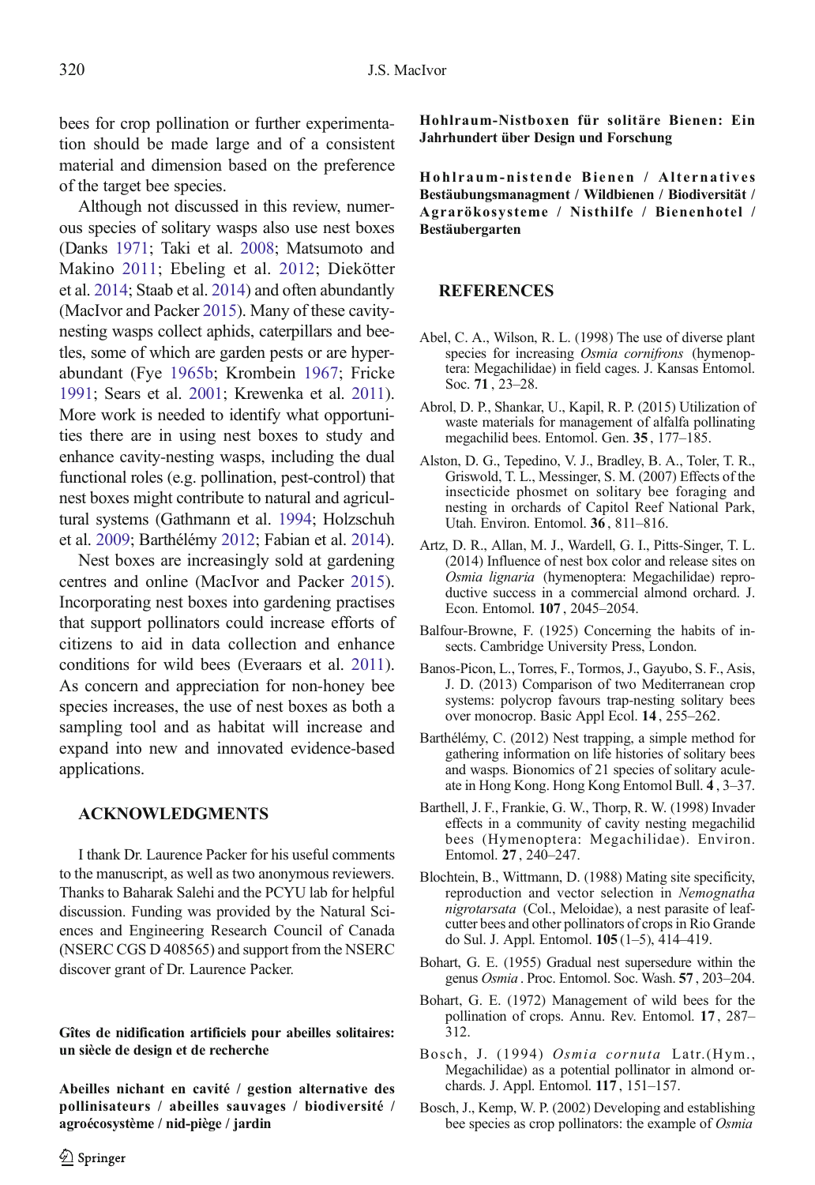bees for crop pollination or further experimentation should be made large and of a consistent material and dimension based on the preference of the target bee species.

Although not discussed in this review, numerous species of solitary wasps also use nest boxes (Danks 1971; Taki et al. 2008; Matsumoto and Makino 2011; Ebeling et al. 2012; Diekötter et al. 2014; Staab et al. 2014) and often abundantly (MacIvor and Packer 2015). Many of these cavity-nesting wasps collect aphids, caterpillars and beetles, some of which are garden pests or are hyper-abundant (Fye 1965b; Krombein 1967; Fricke 1991; Sears et al. 2001; Krewenka et al. 2011). More work is needed to identify what opportunities there are in using nest boxes to study and enhance cavity-nesting wasps, including the dual functional roles (e.g. pollination, pest-control) that nest boxes might contribute to natural and agricultural systems (Gathmann et al. 1994; Holzschuh et al. 2009; Barthélémy 2012; Fabian et al. 2014).

Nest boxes are increasingly sold at gardening centres and online (MacIvor and Packer 2015). Incorporating nest boxes into gardening practises that support pollinators could increase efforts of citizens to aid in data collection and enhance conditions for wild bees (Everaars et al. 2011). As concern and appreciation for non-honey bee species increases, the use of nest boxes as both a sampling tool and as habitat will increase and expand into new and innovated evidence-based applications.

## ACKNOWLEDGMENTS

I thank Dr. Laurence Packer for his useful comments to the manuscript, as well as two anonymous reviewers. Thanks to Baharak Salehi and the PCYU lab for helpful discussion. Funding was provided by the Natural Sciences and Engineering Research Council of Canada (NSERC CGS D 408565) and support from the NSERC discover grant of Dr. Laurence Packer.

**Gîtes de nidification artificiels pour abeilles solitaires: un siècle de design et de recherche**

**Abeilles nichant en cavité / gestion alternative des pollinisateurs / abeilles sauvages / biodiversité / agroécosystème / nid-piège / jardin**

**Hohlraum-Nistboxen für solitäre Bienen: Ein Jahrhundert über Design und Forschung**

**Hohlraum-nistende Bienen / Alternatives Bestäubungsmanagment / Wildbienen / Biodiversität / Agrarökosysteme / Nisthilfe / Bienenhotel / Bestäubergarten**

## REFERENCES

Abel, C. A., Wilson, R. L. (1998) The use of diverse plant species for increasing *Osmia cornifrons* (hymenoptera: Megachilidae) in field cages. J. Kansas Entomol. Soc. **71** , 23–28.

Abrol, D. P., Shankar, U., Kapil, R. P. (2015) Utilization of waste materials for management of alfalfa pollinating megachilid bees. Entomol. Gen. **35** , 177–185.

Alston, D. G., Tepedino, V. J., Bradley, B. A., Toler, T. R., Griswold, T. L., Messinger, S. M. (2007) Effects of the insecticide phosmet on solitary bee foraging and nesting in orchards of Capitol Reef National Park, Utah. Environ. Entomol. **36** , 811–816.

Artz, D. R., Allan, M. J., Wardell, G. I., Pitts-Singer, T. L. (2014) Influence of nest box color and release sites on *Osmia lignaria* (hymenoptera: Megachilidae) reproductive success in a commercial almond orchard. J. Econ. Entomol. **107** , 2045–2054.

Balfour-Browne, F. (1925) Concerning the habits of insects. Cambridge University Press, London.

Banos-Picon, L., Torres, F., Tormos, J., Gayubo, S. F., Asis, J. D. (2013) Comparison of two Mediterranean crop systems: polycrop favours trap-nesting solitary bees over monocrop. Basic Appl Ecol. **14** , 255–262.

Barthélémy, C. (2012) Nest trapping, a simple method for gathering information on life histories of solitary bees and wasps. Bionomics of 21 species of solitary aculeate in Hong Kong. Hong Kong Entomol Bull. **4** , 3–37.

Barthell, J. F., Frankie, G. W., Thorp, R. W. (1998) Invader effects in a community of cavity nesting megachilid bees (Hymenoptera: Megachilidae). Environ. Entomol. **27** , 240–247.

Blochtein, B., Wittmann, D. (1988) Mating site specificity, reproduction and vector selection in *Nemognatha nigrotarsata* (Col., Meloidae), a nest parasite of leafcutter bees and other pollinators of crops in Rio Grande do Sul. J. Appl. Entomol. **105** (1–5), 414–419.

Bohart, G. E. (1955) Gradual nest supersedure within the genus *Osmia* . Proc. Entomol. Soc. Wash. **57** , 203–204.

Bohart, G. E. (1972) Management of wild bees for the pollination of crops. Annu. Rev. Entomol. **17** , 287–312.

Bosch, J. (1994) *Osmia cornuta* Latr.(Hym., Megachilidae) as a potential pollinator in almond orchards. J. Appl. Entomol. **117** , 151–157.

Bosch, J., Kemp, W. P. (2002) Developing and establishing bee species as crop pollinators: the example of *Osmia*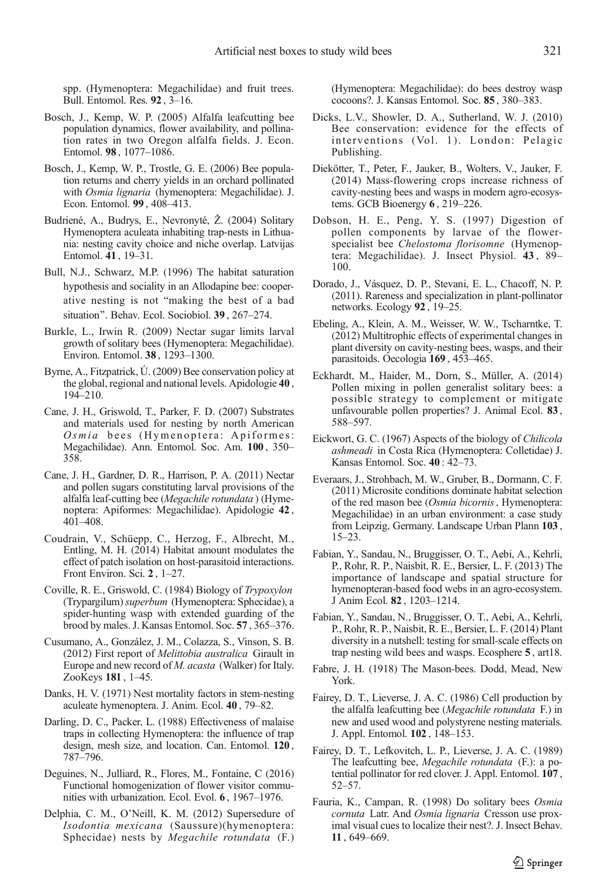spp. (Hymenoptera: Megachilidae) and fruit trees. Bull. Entomol. Res. **92**, 3–16.

Bosch, J., Kemp, W. P. (2005) Alfalfa leafcutting bee population dynamics, flower availability, and pollination rates in two Oregon alfalfa fields. J. Econ. Entomol. **98**, 1077–1086.

Bosch, J., Kemp, W. P., Trostle, G. E. (2006) Bee population returns and cherry yields in an orchard pollinated with *Osmia lignaria* (hymenoptera: Megachilidae). J. Econ. Entomol. **99**, 408–413.

Budrienė, A., Budrys, E., Nevronytė, Ž. (2004) Solitary Hymenoptera aculeata inhabiting trap-nests in Lithuania: nesting cavity choice and niche overlap. Latvijas Entomol. **41**, 19–31.

Bull, N.J., Schwarz, M.P. (1996) The habitat saturation hypothesis and sociality in an Allodapine bee: cooperative nesting is not "making the best of a bad situation". Behav. Ecol. Sociobiol. **39**, 267–274.

Burkle, L., Irwin R. (2009) Nectar sugar limits larval growth of solitary bees (Hymenoptera: Megachilidae). Environ. Entomol. **38**, 1293–1300.

Byrne, A., Fitzpatrick, Ú. (2009) Bee conservation policy at the global, regional and national levels. Apidologie **40**, 194–210.

Cane, J. H., Griswold, T., Parker, F. D. (2007) Substrates and materials used for nesting by north American *Osmia* bees (Hymenoptera: Apiformes: Megachilidae). Ann. Entomol. Soc. Am. **100**, 350–358.

Cane, J. H., Gardner, D. R., Harrison, P. A. (2011) Nectar and pollen sugars constituting larval provisions of the alfalfa leaf-cutting bee (*Megachile rotundata*) (Hymenoptera: Apiformes: Megachilidae). Apidologie **42**, 401–408.

Coudrain, V., Schüepp, C., Herzog, F., Albrecht, M., Entling, M. H. (2014) Habitat amount modulates the effect of patch isolation on host-parasitoid interactions. Front Environ. Sci. **2**, 1–27.

Coville, R. E., Griswold, C. (1984) Biology of *Trypoxylon* (Trypargilum) *superbum* (Hymenoptera: Sphecidae), a spider-hunting wasp with extended guarding of the brood by males. J. Kansas Entomol. Soc. **57**, 365–376.

Cusumano, A., González, J. M., Colazza, S., Vinson, S. B. (2012) First report of *Melittobia australica* Girault in Europe and new record of *M. acasta* (Walker) for Italy. ZooKeys **181**, 1–45.

Danks, H. V. (1971) Nest mortality factors in stem-nesting aculeate hymenoptera. J. Anim. Ecol. **40**, 79–82.

Darling, D. C., Packer, L. (1988) Effectiveness of malaise traps in collecting Hymenoptera: the influence of trap design, mesh size, and location. Can. Entomol. **120**, 787–796.

Deguines, N., Julliard, R., Flores, M., Fontaine, C (2016) Functional homogenization of flower visitor communities with urbanization. Ecol. Evol. **6**, 1967–1976.

Delphia, C. M., O'Neill, K. M. (2012) Supersedure of *Isodontia mexicana* (Saussure)(hymenoptera: Sphecidae) nests by *Megachile rotundata* (F.) (Hymenoptera: Megachilidae): do bees destroy wasp cocoons?. J. Kansas Entomol. Soc. **85**, 380–383.

Dicks, L.V., Showler, D. A., Sutherland, W. J. (2010) Bee conservation: evidence for the effects of interventions (Vol. 1). London: Pelagic Publishing.

Diekötter, T., Peter, F., Jauker, B., Wolters, V., Jauker, F. (2014) Mass-flowering crops increase richness of cavity-nesting bees and wasps in modern agro-ecosystems. GCB Bioenergy **6**, 219–226.

Dobson, H. E., Peng, Y. S. (1997) Digestion of pollen components by larvae of the flower-specialist bee *Chelostoma florisomne* (Hymenoptera: Megachilidae). J. Insect Physiol. **43**, 89–100.

Dorado, J., Vásquez, D. P., Stevani, E. L., Chacoff, N. P. (2011). Rareness and specialization in plant-pollinator networks. Ecology **92**, 19–25.

Ebeling, A., Klein, A. M., Weisser, W. W., Tscharntke, T. (2012) Multitrophic effects of experimental changes in plant diversity on cavity-nesting bees, wasps, and their parasitoids. Oecologia **169**, 453–465.

Eckhardt, M., Haider, M., Dorn, S., Müller, A. (2014) Pollen mixing in pollen generalist solitary bees: a possible strategy to complement or mitigate unfavourable pollen properties? J. Animal Ecol. **83**, 588–597.

Eickwort, G. C. (1967) Aspects of the biology of *Chilicola ashmeadi* in Costa Rica (Hymenoptera: Colletidae) J. Kansas Entomol. Soc. **40**: 42–73.

Everaars, J., Strohbach, M. W., Gruber, B., Dormann, C. F. (2011) Microsite conditions dominate habitat selection of the red mason bee (*Osmia bicornis*, Hymenoptera: Megachilidae) in an urban environment: a case study from Leipzig, Germany. Landscape Urban Plann **103**, 15–23.

Fabian, Y., Sandau, N., Bruggisser, O. T., Aebi, A., Kehrli, P., Rohr, R. P., Naisbit, R. E., Bersier, L. F. (2013) The importance of landscape and spatial structure for hymenopteran-based food webs in an agro-ecosystem. J Anim Ecol. **82**, 1203–1214.

Fabian, Y., Sandau, N., Bruggisser, O. T., Aebi, A., Kehrli, P., Rohr, R. P., Naisbit, R. E., Bersier, L. F. (2014) Plant diversity in a nutshell: testing for small-scale effects on trap nesting wild bees and wasps. Ecosphere **5**, art18.

Fabre, J. H. (1918) The Mason-bees. Dodd, Mead, New York.

Fairey, D. T., Lieverse, J. A. C. (1986) Cell production by the alfalfa leafcutting bee (*Megachile rotundata* F.) in new and used wood and polystyrene nesting materials. J. Appl. Entomol. **102**, 148–153.

Fairey, D. T., Lefkovitch, L. P., Lieverse, J. A. C. (1989) The leafcutting bee, *Megachile rotundata* (F.): a potential pollinator for red clover. J. Appl. Entomol. **107**, 52–57.

Fauria, K., Campan, R. (1998) Do solitary bees *Osmia cornuta* Latr. And *Osmia lignaria* Cresson use proximal visual cues to localize their nest?. J. Insect Behav. **11**, 649–669.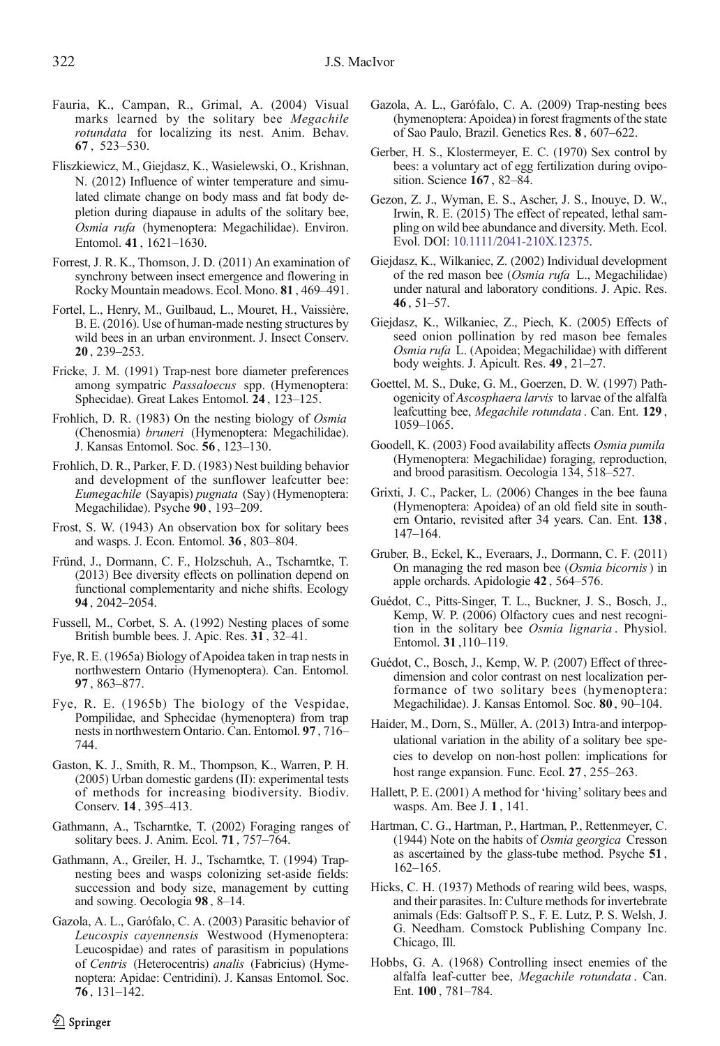Fauria, K., Campan, R., Grimal, A. (2004) Visual marks learned by the solitary bee *Megachile rotundata* for localizing its nest. Anim. Behav. **67**, 523–530.

Fliszkiewicz, M., Giejdasz, K., Wasielewski, O., Krishnan, N. (2012) Influence of winter temperature and simulated climate change on body mass and fat body depletion during diapause in adults of the solitary bee, *Osmia rufa* (hymenoptera: Megachilidae). Environ. Entomol. **41**, 1621–1630.

Forrest, J. R. K., Thomson, J. D. (2011) An examination of synchrony between insect emergence and flowering in Rocky Mountain meadows. Ecol. Mono. **81**, 469–491.

Fortel, L., Henry, M., Guilbaud, L., Mouret, H., Vaissière, B. E. (2016). Use of human-made nesting structures by wild bees in an urban environment. J. Insect Conserv. **20**, 239–253.

Fricke, J. M. (1991) Trap-nest bore diameter preferences among sympatric *Passaloecus* spp. (Hymenoptera: Sphecidae). Great Lakes Entomol. **24**, 123–125.

Frohlich, D. R. (1983) On the nesting biology of *Osmia* (Chenosmia) *bruneri* (Hymenoptera: Megachilidae). J. Kansas Entomol. Soc. **56**, 123–130.

Frohlich, D. R., Parker, F. D. (1983) Nest building behavior and development of the sunflower leafcutter bee: *Eumegachile* (Sayapis) *pugnata* (Say) (Hymenoptera: Megachilidae). Psyche **90**, 193–209.

Frost, S. W. (1943) An observation box for solitary bees and wasps. J. Econ. Entomol. **36**, 803–804.

Fründ, J., Dormann, C. F., Holzschuh, A., Tscharntke, T. (2013) Bee diversity effects on pollination depend on functional complementarity and niche shifts. Ecology **94**, 2042–2054.

Fussell, M., Corbet, S. A. (1992) Nesting places of some British bumble bees. J. Apic. Res. **31**, 32–41.

Fye, R. E. (1965a) Biology of Apoidea taken in trap nests in northwestern Ontario (Hymenoptera). Can. Entomol. **97**, 863–877.

Fye, R. E. (1965b) The biology of the Vespidae, Pompilidae, and Sphecidae (hymenoptera) from trap nests in northwestern Ontario. Can. Entomol. **97**, 716–744.

Gaston, K. J., Smith, R. M., Thompson, K., Warren, P. H. (2005) Urban domestic gardens (II): experimental tests of methods for increasing biodiversity. Biodiv. Conserv. **14**, 395–413.

Gathmann, A., Tscharntke, T. (2002) Foraging ranges of solitary bees. J. Anim. Ecol. **71**, 757–764.

Gathmann, A., Greiler, H. J., Tscharntke, T. (1994) Trap-nesting bees and wasps colonizing set-aside fields: succession and body size, management by cutting and sowing. Oecologia **98**, 8–14.

Gazola, A. L., Garófalo, C. A. (2003) Parasitic behavior of *Leucospis cayennensis* Westwood (Hymenoptera: Leucospidae) and rates of parasitism in populations of *Centris* (Heterocentris) *analis* (Fabricius) (Hymenoptera: Apidae: Centridini). J. Kansas Entomol. Soc. **76**, 131–142.

Gazola, A. L., Garófalo, C. A. (2009) Trap-nesting bees (hymenoptera: Apoidea) in forest fragments of the state of Sao Paulo, Brazil. Genetics Res. **8**, 607–622.

Gerber, H. S., Klostermeyer, E. C. (1970) Sex control by bees: a voluntary act of egg fertilization during oviposition. Science **167**, 82–84.

Gezon, Z. J., Wyman, E. S., Ascher, J. S., Inouye, D. W., Irwin, R. E. (2015) The effect of repeated, lethal sampling on wild bee abundance and diversity. Meth. Ecol. Evol. DOI: 10.1111/2041-210X.12375.

Giejdasz, K., Wilkaniec, Z. (2002) Individual development of the red mason bee (*Osmia rufa* L., Megachilidae) under natural and laboratory conditions. J. Apic. Res. **46**, 51–57.

Giejdasz, K., Wilkaniec, Z., Piech, K. (2005) Effects of seed onion pollination by red mason bee females *Osmia rufa* L. (Apoidea; Megachilidae) with different body weights. J. Apicult. Res. **49**, 21–27.

Goettel, M. S., Duke, G. M., Goerzen, D. W. (1997) Pathogenicity of *Ascosphaera larvis* to larvae of the alfalfa leafcutting bee, *Megachile rotundata*. Can. Ent. **129**, 1059–1065.

Goodell, K. (2003) Food availability affects *Osmia pumila* (Hymenoptera: Megachilidae) foraging, reproduction, and brood parasitism. Oecologia 134, 518–527.

Grixti, J. C., Packer, L. (2006) Changes in the bee fauna (Hymenoptera: Apoidea) of an old field site in southern Ontario, revisited after 34 years. Can. Ent. **138**, 147–164.

Gruber, B., Eckel, K., Everaars, J., Dormann, C. F. (2011) On managing the red mason bee (*Osmia bicornis*) in apple orchards. Apidologie **42**, 564–576.

Guédot, C., Pitts-Singer, T. L., Buckner, J. S., Bosch, J., Kemp, W. P. (2006) Olfactory cues and nest recognition in the solitary bee *Osmia lignaria*. Physiol. Entomol. **31**,110–119.

Guédot, C., Bosch, J., Kemp, W. P. (2007) Effect of three-dimension and color contrast on nest localization performance of two solitary bees (hymenoptera: Megachilidae). J. Kansas Entomol. Soc. **80**, 90–104.

Haider, M., Dorn, S., Müller, A. (2013) Intra-and interpopulational variation in the ability of a solitary bee species to develop on non-host pollen: implications for host range expansion. Func. Ecol. **27**, 255–263.

Hallett, P. E. (2001) A method for 'hiving' solitary bees and wasps. Am. Bee J. **1**, 141.

Hartman, C. G., Hartman, P., Hartman, P., Rettenmeyer, C. (1944) Note on the habits of *Osmia georgica* Cresson as ascertained by the glass-tube method. Psyche **51**, 162–165.

Hicks, C. H. (1937) Methods of rearing wild bees, wasps, and their parasites. In: Culture methods for invertebrate animals (Eds: Galtsoff P. S., F. E. Lutz, P. S. Welsh, J. G. Needham. Comstock Publishing Company Inc. Chicago, Ill.

Hobbs, G. A. (1968) Controlling insect enemies of the alfalfa leaf-cutter bee, *Megachile rotundata*. Can. Ent. **100**, 781–784.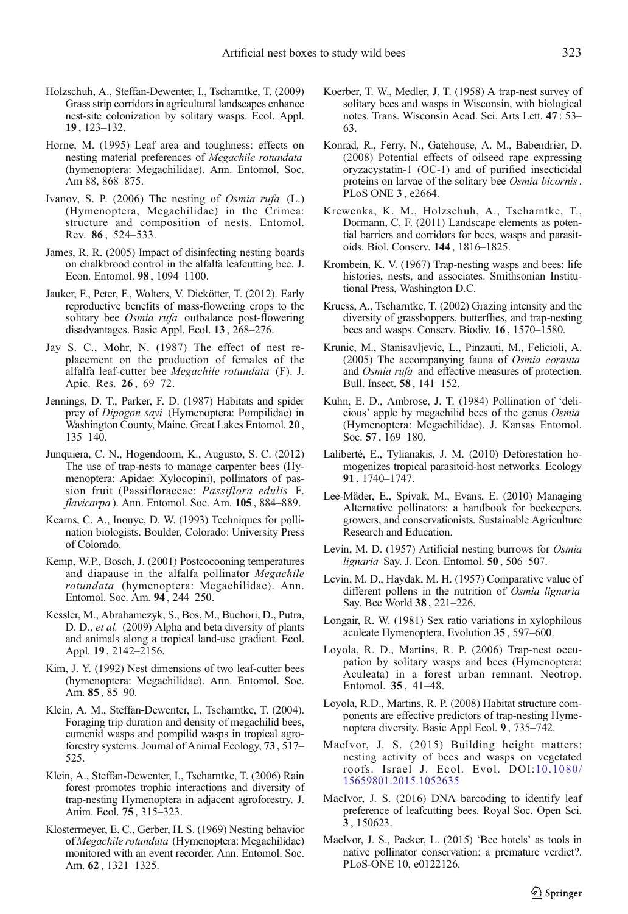Holzschuh, A., Steffan-Dewenter, I., Tscharntke, T. (2009) Grass strip corridors in agricultural landscapes enhance nest-site colonization by solitary wasps. Ecol. Appl. **19**, 123–132.

Horne, M. (1995) Leaf area and toughness: effects on nesting material preferences of *Megachile rotundata* (hymenoptera: Megachilidae). Ann. Entomol. Soc. Am 88, 868–875.

Ivanov, S. P. (2006) The nesting of *Osmia rufa* (L.) (Hymenoptera, Megachilidae) in the Crimea: structure and composition of nests. Entomol. Rev. **86**, 524–533.

James, R. R. (2005) Impact of disinfecting nesting boards on chalkbrood control in the alfalfa leafcutting bee. J. Econ. Entomol. **98**, 1094–1100.

Jauker, F., Peter, F., Wolters, V. Diekötter, T. (2012). Early reproductive benefits of mass-flowering crops to the solitary bee *Osmia rufa* outbalance post-flowering disadvantages. Basic Appl. Ecol. **13**, 268–276.

Jay S. C., Mohr, N. (1987) The effect of nest replacement on the production of females of the alfalfa leaf-cutter bee *Megachile rotundata* (F). J. Apic. Res. **26**, 69–72.

Jennings, D. T., Parker, F. D. (1987) Habitats and spider prey of *Dipogon sayi* (Hymenoptera: Pompilidae) in Washington County, Maine. Great Lakes Entomol. **20**, 135–140.

Junquiera, C. N., Hogendoorn, K., Augusto, S. C. (2012) The use of trap-nests to manage carpenter bees (Hymenoptera: Apidae: Xylocopini), pollinators of passion fruit (Passifloraceae: *Passiflora edulis* F. *flavicarpa*). Ann. Entomol. Soc. Am. **105**, 884–889.

Kearns, C. A., Inouye, D. W. (1993) Techniques for pollination biologists. Boulder, Colorado: University Press of Colorado.

Kemp, W.P., Bosch, J. (2001) Postcocooning temperatures and diapause in the alfalfa pollinator *Megachile rotundata* (hymenoptera: Megachilidae). Ann. Entomol. Soc. Am. **94**, 244–250.

Kessler, M., Abrahamczyk, S., Bos, M., Buchori, D., Putra, D. D., *et al.* (2009) Alpha and beta diversity of plants and animals along a tropical land-use gradient. Ecol. Appl. **19**, 2142–2156.

Kim, J. Y. (1992) Nest dimensions of two leaf-cutter bees (hymenoptera: Megachilidae). Ann. Entomol. Soc. Am. **85**, 85–90.

Klein, A. M., Steffan-Dewenter, I., Tscharntke, T. (2004). Foraging trip duration and density of megachilid bees, eumenid wasps and pompilid wasps in tropical agroforestry systems. Journal of Animal Ecology, **73**, 517–525.

Klein, A., Steffan-Dewenter, I., Tscharntke, T. (2006) Rain forest promotes trophic interactions and diversity of trap-nesting Hymenoptera in adjacent agroforestry. J. Anim. Ecol. **75**, 315–323.

Klostermeyer, E. C., Gerber, H. S. (1969) Nesting behavior of *Megachile rotundata* (Hymenoptera: Megachilidae) monitored with an event recorder. Ann. Entomol. Soc. Am. **62**, 1321–1325.

Koerber, T. W., Medler, J. T. (1958) A trap-nest survey of solitary bees and wasps in Wisconsin, with biological notes. Trans. Wisconsin Acad. Sci. Arts Lett. **47**: 53–63.

Konrad, R., Ferry, N., Gatehouse, A. M., Babendrier, D. (2008) Potential effects of oilseed rape expressing oryzacystatin-1 (OC-1) and of purified insecticidal proteins on larvae of the solitary bee *Osmia bicornis*. PLoS ONE **3**, e2664.

Krewenka, K. M., Holzschuh, A., Tscharntke, T., Dormann, C. F. (2011) Landscape elements as potential barriers and corridors for bees, wasps and parasitoids. Biol. Conserv. **144**, 1816–1825.

Krombein, K. V. (1967) Trap-nesting wasps and bees: life histories, nests, and associates. Smithsonian Institutional Press, Washington D.C.

Kruess, A., Tscharntke, T. (2002) Grazing intensity and the diversity of grasshoppers, butterflies, and trap-nesting bees and wasps. Conserv. Biodiv. **16**, 1570–1580.

Krunic, M., Stanisavljevic, L., Pinzauti, M., Felicioli, A. (2005) The accompanying fauna of *Osmia cornuta* and *Osmia rufa* and effective measures of protection. Bull. Insect. **58**, 141–152.

Kuhn, E. D., Ambrose, J. T. (1984) Pollination of 'delicious' apple by megachilid bees of the genus *Osmia* (Hymenoptera: Megachilidae). J. Kansas Entomol. Soc. **57**, 169–180.

Laliberté, E., Tylianakis, J. M. (2010) Deforestation homogenizes tropical parasitoid-host networks. Ecology **91**, 1740–1747.

Lee-Mäder, E., Spivak, M., Evans, E. (2010) Managing Alternative pollinators: a handbook for beekeepers, growers, and conservationists. Sustainable Agriculture Research and Education.

Levin, M. D. (1957) Artificial nesting burrows for *Osmia lignaria* Say. J. Econ. Entomol. **50**, 506–507.

Levin, M. D., Haydak, M. H. (1957) Comparative value of different pollens in the nutrition of *Osmia lignaria* Say. Bee World **38**, 221–226.

Longair, R. W. (1981) Sex ratio variations in xylophilous aculeate Hymenoptera. Evolution **35**, 597–600.

Loyola, R. D., Martins, R. P. (2006) Trap-nest occupation by solitary wasps and bees (Hymenoptera: Aculeata) in a forest urban remnant. Neotrop. Entomol. **35**, 41–48.

Loyola, R.D., Martins, R. P. (2008) Habitat structure components are effective predictors of trap-nesting Hymenoptera diversity. Basic Appl Ecol. **9**, 735–742.

MacIvor, J. S. (2015) Building height matters: nesting activity of bees and wasps on vegetated roofs. Israel J. Ecol. Evol. DOI:10.1080/15659801.2015.1052635

MacIvor, J. S. (2016) DNA barcoding to identify leaf preference of leafcutting bees. Royal Soc. Open Sci. **3**, 150623.

MacIvor, J. S., Packer, L. (2015) 'Bee hotels' as tools in native pollinator conservation: a premature verdict?. PLoS-ONE 10, e0122126.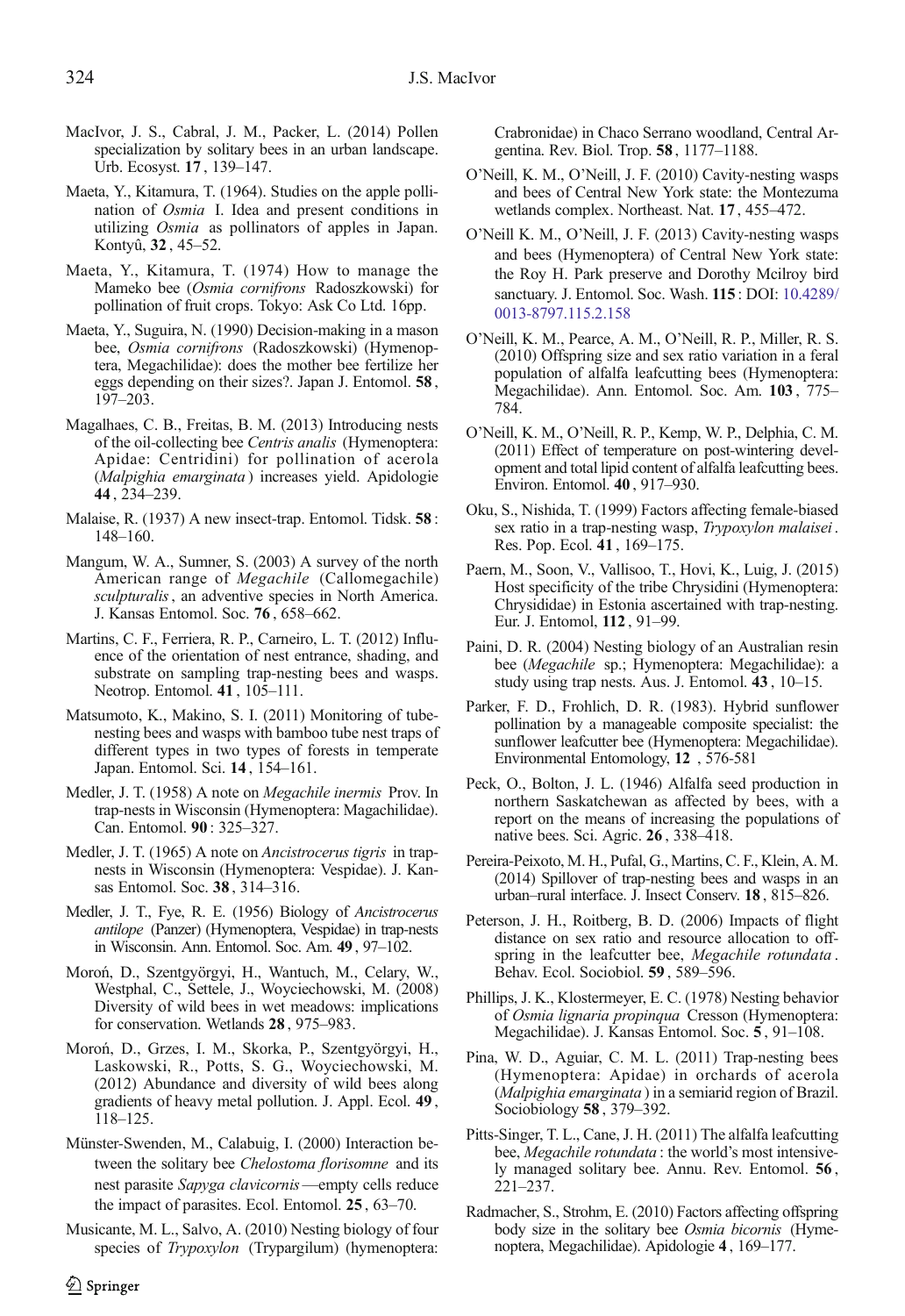MacIvor, J. S., Cabral, J. M., Packer, L. (2014) Pollen specialization by solitary bees in an urban landscape. Urb. Ecosyst. **17**, 139–147.

Maeta, Y., Kitamura, T. (1964). Studies on the apple pollination of *Osmia* I. Idea and present conditions in utilizing *Osmia* as pollinators of apples in Japan. Kontyû, **32**, 45–52.

Maeta, Y., Kitamura, T. (1974) How to manage the Mameko bee (*Osmia cornifrons* Radoszkowski) for pollination of fruit crops. Tokyo: Ask Co Ltd. 16pp.

Maeta, Y., Suguira, N. (1990) Decision-making in a mason bee, *Osmia cornifrons* (Radoszkowski) (Hymenoptera, Megachilidae): does the mother bee fertilize her eggs depending on their sizes?. Japan J. Entomol. **58**, 197–203.

Magalhaes, C. B., Freitas, B. M. (2013) Introducing nests of the oil-collecting bee *Centris analis* (Hymenoptera: Apidae: Centridini) for pollination of acerola (*Malpighia emarginata*) increases yield. Apidologie **44**, 234–239.

Malaise, R. (1937) A new insect-trap. Entomol. Tidsk. **58**: 148–160.

Mangum, W. A., Sumner, S. (2003) A survey of the north American range of *Megachile* (Callomegachile) *sculpturalis*, an adventive species in North America. J. Kansas Entomol. Soc. **76**, 658–662.

Martins, C. F., Ferriera, R. P., Carneiro, L. T. (2012) Influence of the orientation of nest entrance, shading, and substrate on sampling trap-nesting bees and wasps. Neotrop. Entomol. **41**, 105–111.

Matsumoto, K., Makino, S. I. (2011) Monitoring of tube-nesting bees and wasps with bamboo tube nest traps of different types in two types of forests in temperate Japan. Entomol. Sci. **14**, 154–161.

Medler, J. T. (1958) A note on *Megachile inermis* Prov. In trap-nests in Wisconsin (Hymenoptera: Magachilidae). Can. Entomol. **90**: 325–327.

Medler, J. T. (1965) A note on *Ancistrocerus tigris* in trap-nests in Wisconsin (Hymenoptera: Vespidae). J. Kansas Entomol. Soc. **38**, 314–316.

Medler, J. T., Fye, R. E. (1956) Biology of *Ancistrocerus antilope* (Panzer) (Hymenoptera, Vespidae) in trap-nests in Wisconsin. Ann. Entomol. Soc. Am. **49**, 97–102.

Moroń, D., Szentgyörgyi, H., Wantuch, M., Celary, W., Westphal, C., Settele, J., Woyciechowski, M. (2008) Diversity of wild bees in wet meadows: implications for conservation. Wetlands **28**, 975–983.

Moroń, D., Grzes, I. M., Skorka, P., Szentgyörgyi, H., Laskowski, R., Potts, S. G., Woyciechowski, M. (2012) Abundance and diversity of wild bees along gradients of heavy metal pollution. J. Appl. Ecol. **49**, 118–125.

Münster-Swenden, M., Calabuig, I. (2000) Interaction between the solitary bee *Chelostoma florisomne* and its nest parasite *Sapyga clavicornis*—empty cells reduce the impact of parasites. Ecol. Entomol. **25**, 63–70.

Musicante, M. L., Salvo, A. (2010) Nesting biology of four species of *Trypoxylon* (Trypargilum) (hymenoptera: Crabronidae) in Chaco Serrano woodland, Central Argentina. Rev. Biol. Trop. **58**, 1177–1188.

O'Neill, K. M., O'Neill, J. F. (2010) Cavity-nesting wasps and bees of Central New York state: the Montezuma wetlands complex. Northeast. Nat. **17**, 455–472.

O'Neill K. M., O'Neill, J. F. (2013) Cavity-nesting wasps and bees (Hymenoptera) of Central New York state: the Roy H. Park preserve and Dorothy Mcilroy bird sanctuary. J. Entomol. Soc. Wash. **115**: DOI: 10.4289/0013-8797.115.2.158

O'Neill, K. M., Pearce, A. M., O'Neill, R. P., Miller, R. S. (2010) Offspring size and sex ratio variation in a feral population of alfalfa leafcutting bees (Hymenoptera: Megachilidae). Ann. Entomol. Soc. Am. **103**, 775–784.

O'Neill, K. M., O'Neill, R. P., Kemp, W. P., Delphia, C. M. (2011) Effect of temperature on post-wintering development and total lipid content of alfalfa leafcutting bees. Environ. Entomol. **40**, 917–930.

Oku, S., Nishida, T. (1999) Factors affecting female-biased sex ratio in a trap-nesting wasp, *Trypoxylon malaisei*. Res. Pop. Ecol. **41**, 169–175.

Paern, M., Soon, V., Vallisoo, T., Hovi, K., Luig, J. (2015) Host specificity of the tribe Chrysidini (Hymenoptera: Chrysididae) in Estonia ascertained with trap-nesting. Eur. J. Entomol, **112**, 91–99.

Paini, D. R. (2004) Nesting biology of an Australian resin bee (*Megachile* sp.; Hymenoptera: Megachilidae): a study using trap nests. Aus. J. Entomol. **43**, 10–15.

Parker, F. D., Frohlich, D. R. (1983). Hybrid sunflower pollination by a manageable composite specialist: the sunflower leafcutter bee (Hymenoptera: Megachilidae). Environmental Entomology, **12**, 576-581

Peck, O., Bolton, J. L. (1946) Alfalfa seed production in northern Saskatchewan as affected by bees, with a report on the means of increasing the populations of native bees. Sci. Agric. **26**, 338–418.

Pereira-Peixoto, M. H., Pufal, G., Martins, C. F., Klein, A. M. (2014) Spillover of trap-nesting bees and wasps in an urban–rural interface. J. Insect Conserv. **18**, 815–826.

Peterson, J. H., Roitberg, B. D. (2006) Impacts of flight distance on sex ratio and resource allocation to offspring in the leafcutter bee, *Megachile rotundata*. Behav. Ecol. Sociobiol. **59**, 589–596.

Phillips, J. K., Klostermeyer, E. C. (1978) Nesting behavior of *Osmia lignaria propinqua* Cresson (Hymenoptera: Megachilidae). J. Kansas Entomol. Soc. **5**, 91–108.

Pina, W. D., Aguiar, C. M. L. (2011) Trap-nesting bees (Hymenoptera: Apidae) in orchards of acerola (*Malpighia emarginata*) in a semiarid region of Brazil. Sociobiology **58**, 379–392.

Pitts-Singer, T. L., Cane, J. H. (2011) The alfalfa leafcutting bee, *Megachile rotundata*: the world's most intensively managed solitary bee. Annu. Rev. Entomol. **56**, 221–237.

Radmacher, S., Strohm, E. (2010) Factors affecting offspring body size in the solitary bee *Osmia bicornis* (Hymenoptera, Megachilidae). Apidologie **4**, 169–177.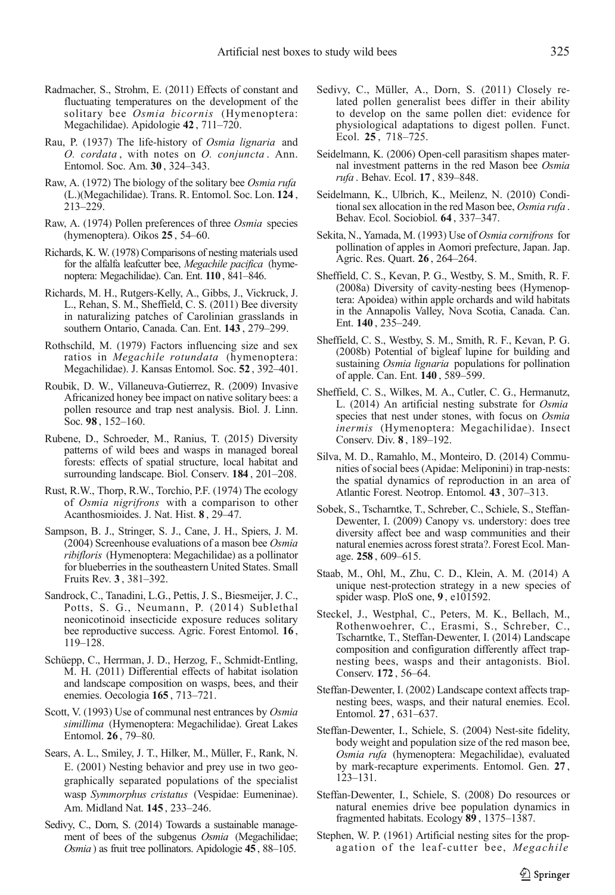Radmacher, S., Strohm, E. (2011) Effects of constant and fluctuating temperatures on the development of the solitary bee *Osmia bicornis* (Hymenoptera: Megachilidae). Apidologie **42**, 711–720.

Rau, P. (1937) The life-history of *Osmia lignaria* and *O. cordata*, with notes on *O. conjuncta*. Ann. Entomol. Soc. Am. **30**, 324–343.

Raw, A. (1972) The biology of the solitary bee *Osmia rufa* (L.)(Megachilidae). Trans. R. Entomol. Soc. Lon. **124**, 213–229.

Raw, A. (1974) Pollen preferences of three *Osmia* species (hymenoptera). Oikos **25**, 54–60.

Richards, K. W. (1978) Comparisons of nesting materials used for the alfalfa leafcutter bee, *Megachile pacifica* (hymenoptera: Megachilidae). Can. Ent. **110**, 841–846.

Richards, M. H., Rutgers-Kelly, A., Gibbs, J., Vickruck, J. L., Rehan, S. M., Sheffield, C. S. (2011) Bee diversity in naturalizing patches of Carolinian grasslands in southern Ontario, Canada. Can. Ent. **143**, 279–299.

Rothschild, M. (1979) Factors influencing size and sex ratios in *Megachile rotundata* (hymenoptera: Megachilidae). J. Kansas Entomol. Soc. **52**, 392–401.

Roubik, D. W., Villaneuva-Gutierrez, R. (2009) Invasive Africanized honey bee impact on native solitary bees: a pollen resource and trap nest analysis. Biol. J. Linn. Soc. **98**, 152–160.

Rubene, D., Schroeder, M., Ranius, T. (2015) Diversity patterns of wild bees and wasps in managed boreal forests: effects of spatial structure, local habitat and surrounding landscape. Biol. Conserv. **184**, 201–208.

Rust, R.W., Thorp, R.W., Torchio, P.F. (1974) The ecology of *Osmia nigrifrons* with a comparison to other Acanthosmioides. J. Nat. Hist. **8**, 29–47.

Sampson, B. J., Stringer, S. J., Cane, J. H., Spiers, J. M. (2004) Screenhouse evaluations of a mason bee *Osmia ribifloris* (Hymenoptera: Megachilidae) as a pollinator for blueberries in the southeastern United States. Small Fruits Rev. **3**, 381–392.

Sandrock, C., Tanadini, L.G., Pettis, J. S., Biesmeijer, J. C., Potts, S. G., Neumann, P. (2014) Sublethal neonicotinoid insecticide exposure reduces solitary bee reproductive success. Agric. Forest Entomol. **16**, 119–128.

Schüepp, C., Herrman, J. D., Herzog, F., Schmidt-Entling, M. H. (2011) Differential effects of habitat isolation and landscape composition on wasps, bees, and their enemies. Oecologia **165**, 713–721.

Scott, V. (1993) Use of communal nest entrances by *Osmia simillima* (Hymenoptera: Megachilidae). Great Lakes Entomol. **26**, 79–80.

Sears, A. L., Smiley, J. T., Hilker, M., Müller, F., Rank, N. E. (2001) Nesting behavior and prey use in two geographically separated populations of the specialist wasp *Symmorphus cristatus* (Vespidae: Eumeninae). Am. Midland Nat. **145**, 233–246.

Sedivy, C., Dorn, S. (2014) Towards a sustainable management of bees of the subgenus *Osmia* (Megachilidae; *Osmia*) as fruit tree pollinators. Apidologie **45**, 88–105.

Sedivy, C., Müller, A., Dorn, S. (2011) Closely related pollen generalist bees differ in their ability to develop on the same pollen diet: evidence for physiological adaptations to digest pollen. Funct. Ecol. **25**, 718–725.

Seidelmann, K. (2006) Open-cell parasitism shapes maternal investment patterns in the red Mason bee *Osmia rufa*. Behav. Ecol. **17**, 839–848.

Seidelmann, K., Ulbrich, K., Meilenz, N. (2010) Conditional sex allocation in the red Mason bee, *Osmia rufa*. Behav. Ecol. Sociobiol. **64**, 337–347.

Sekita, N., Yamada, M. (1993) Use of *Osmia cornifrons* for pollination of apples in Aomori prefecture, Japan. Jap. Agric. Res. Quart. **26**, 264–264.

Sheffield, C. S., Kevan, P. G., Westby, S. M., Smith, R. F. (2008a) Diversity of cavity-nesting bees (Hymenoptera: Apoidea) within apple orchards and wild habitats in the Annapolis Valley, Nova Scotia, Canada. Can. Ent. **140**, 235–249.

Sheffield, C. S., Westby, S. M., Smith, R. F., Kevan, P. G. (2008b) Potential of bigleaf lupine for building and sustaining *Osmia lignaria* populations for pollination of apple. Can. Ent. **140**, 589–599.

Sheffield, C. S., Wilkes, M. A., Cutler, C. G., Hermanutz, L. (2014) An artificial nesting substrate for *Osmia* species that nest under stones, with focus on *Osmia inermis* (Hymenoptera: Megachilidae). Insect Conserv. Div. **8**, 189–192.

Silva, M. D., Ramahlo, M., Monteiro, D. (2014) Communities of social bees (Apidae: Meliponini) in trap-nests: the spatial dynamics of reproduction in an area of Atlantic Forest. Neotrop. Entomol. **43**, 307–313.

Sobek, S., Tscharntke, T., Schreber, C., Schiele, S., Steffan-Dewenter, I. (2009) Canopy vs. understory: does tree diversity affect bee and wasp communities and their natural enemies across forest strata?. Forest Ecol. Manage. **258**, 609–615.

Staab, M., Ohl, M., Zhu, C. D., Klein, A. M. (2014) A unique nest-protection strategy in a new species of spider wasp. PloS one, **9**, e101592.

Steckel, J., Westphal, C., Peters, M. K., Bellach, M., Rothenwoehrer, C., Erasmi, S., Schreber, C., Tscharntke, T., Steffan-Dewenter, I. (2014) Landscape composition and configuration differently affect trap-nesting bees, wasps and their antagonists. Biol. Conserv. **172**, 56–64.

Steffan-Dewenter, I. (2002) Landscape context affects trap-nesting bees, wasps, and their natural enemies. Ecol. Entomol. **27**, 631–637.

Steffan-Dewenter, I., Schiele, S. (2004) Nest-site fidelity, body weight and population size of the red mason bee, *Osmia rufa* (hymenoptera: Megachilidae), evaluated by mark-recapture experiments. Entomol. Gen. **27**, 123–131.

Steffan-Dewenter, I., Schiele, S. (2008) Do resources or natural enemies drive bee population dynamics in fragmented habitats. Ecology **89**, 1375–1387.

Stephen, W. P. (1961) Artificial nesting sites for the propagation of the leaf-cutter bee, *Megachile*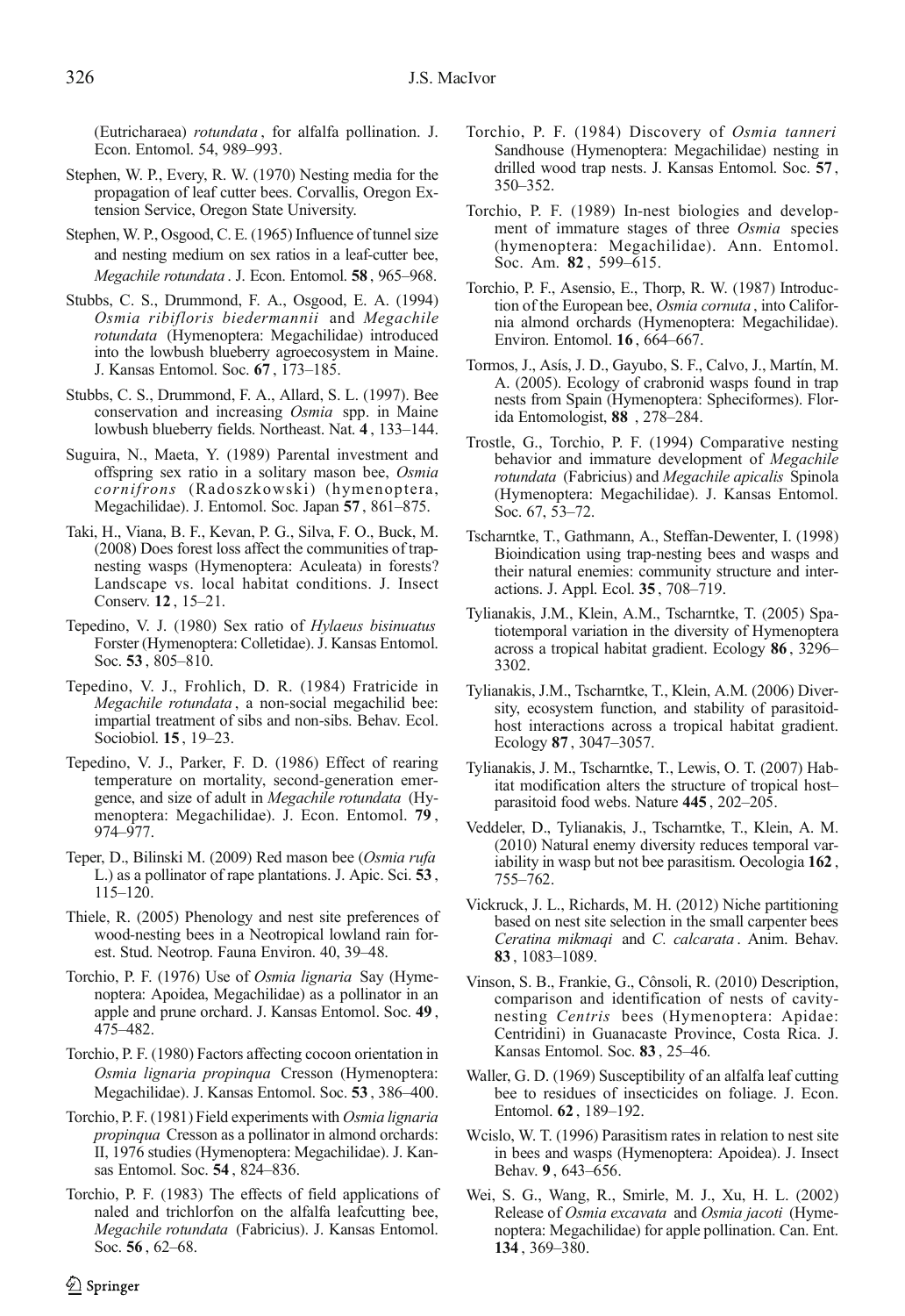(Eutricharaea) *rotundata*, for alfalfa pollination. J. Econ. Entomol. 54, 989–993.

Stephen, W. P., Every, R. W. (1970) Nesting media for the propagation of leaf cutter bees. Corvallis, Oregon Extension Service, Oregon State University.

Stephen, W. P., Osgood, C. E. (1965) Influence of tunnel size and nesting medium on sex ratios in a leaf-cutter bee, *Megachile rotundata*. J. Econ. Entomol. **58**, 965–968.

Stubbs, C. S., Drummond, F. A., Osgood, E. A. (1994) *Osmia ribifloris biedermannii* and *Megachile rotundata* (Hymenoptera: Megachilidae) introduced into the lowbush blueberry agroecosystem in Maine. J. Kansas Entomol. Soc. **67**, 173–185.

Stubbs, C. S., Drummond, F. A., Allard, S. L. (1997). Bee conservation and increasing *Osmia* spp. in Maine lowbush blueberry fields. Northeast. Nat. **4**, 133–144.

Suguira, N., Maeta, Y. (1989) Parental investment and offspring sex ratio in a solitary mason bee, *Osmia cornifrons* (Radoszkowski) (hymenoptera, Megachilidae). J. Entomol. Soc. Japan **57**, 861–875.

Taki, H., Viana, B. F., Kevan, P. G., Silva, F. O., Buck, M. (2008) Does forest loss affect the communities of trap-nesting wasps (Hymenoptera: Aculeata) in forests? Landscape vs. local habitat conditions. J. Insect Conserv. **12**, 15–21.

Tepedino, V. J. (1980) Sex ratio of *Hylaeus bisinuatus* Forster (Hymenoptera: Colletidae). J. Kansas Entomol. Soc. **53**, 805–810.

Tepedino, V. J., Frohlich, D. R. (1984) Fratricide in *Megachile rotundata*, a non-social megachilid bee: impartial treatment of sibs and non-sibs. Behav. Ecol. Sociobiol. **15**, 19–23.

Tepedino, V. J., Parker, F. D. (1986) Effect of rearing temperature on mortality, second-generation emergence, and size of adult in *Megachile rotundata* (Hymenoptera: Megachilidae). J. Econ. Entomol. **79**, 974–977.

Teper, D., Bilinski M. (2009) Red mason bee (*Osmia rufa* L.) as a pollinator of rape plantations. J. Apic. Sci. **53**, 115–120.

Thiele, R. (2005) Phenology and nest site preferences of wood-nesting bees in a Neotropical lowland rain forest. Stud. Neotrop. Fauna Environ. 40, 39–48.

Torchio, P. F. (1976) Use of *Osmia lignaria* Say (Hymenoptera: Apoidea, Megachilidae) as a pollinator in an apple and prune orchard. J. Kansas Entomol. Soc. **49**, 475–482.

Torchio, P. F. (1980) Factors affecting cocoon orientation in *Osmia lignaria propinqua* Cresson (Hymenoptera: Megachilidae). J. Kansas Entomol. Soc. **53**, 386–400.

Torchio, P. F. (1981) Field experiments with *Osmia lignaria propinqua* Cresson as a pollinator in almond orchards: II, 1976 studies (Hymenoptera: Megachilidae). J. Kansas Entomol. Soc. **54**, 824–836.

Torchio, P. F. (1983) The effects of field applications of naled and trichlorfon on the alfalfa leafcutting bee, *Megachile rotundata* (Fabricius). J. Kansas Entomol. Soc. **56**, 62–68.

Torchio, P. F. (1984) Discovery of *Osmia tanneri* Sandhouse (Hymenoptera: Megachilidae) nesting in drilled wood trap nests. J. Kansas Entomol. Soc. **57**, 350–352.

Torchio, P. F. (1989) In-nest biologies and development of immature stages of three *Osmia* species (hymenoptera: Megachilidae). Ann. Entomol. Soc. Am. **82**, 599–615.

Torchio, P. F., Asensio, E., Thorp, R. W. (1987) Introduction of the European bee, *Osmia cornuta*, into California almond orchards (Hymenoptera: Megachilidae). Environ. Entomol. **16**, 664–667.

Tormos, J., Asís, J. D., Gayubo, S. F., Calvo, J., Martín, M. A. (2005). Ecology of crabronid wasps found in trap nests from Spain (Hymenoptera: Spheciformes). Florida Entomologist, **88**, 278–284.

Trostle, G., Torchio, P. F. (1994) Comparative nesting behavior and immature development of *Megachile rotundata* (Fabricius) and *Megachile apicalis* Spinola (Hymenoptera: Megachilidae). J. Kansas Entomol. Soc. 67, 53–72.

Tscharntke, T., Gathmann, A., Steffan-Dewenter, I. (1998) Bioindication using trap-nesting bees and wasps and their natural enemies: community structure and interactions. J. Appl. Ecol. **35**, 708–719.

Tylianakis, J.M., Klein, A.M., Tscharntke, T. (2005) Spatiotemporal variation in the diversity of Hymenoptera across a tropical habitat gradient. Ecology **86**, 3296–3302.

Tylianakis, J.M., Tscharntke, T., Klein, A.M. (2006) Diversity, ecosystem function, and stability of parasitoid-host interactions across a tropical habitat gradient. Ecology **87**, 3047–3057.

Tylianakis, J. M., Tscharntke, T., Lewis, O. T. (2007) Habitat modification alters the structure of tropical host–parasitoid food webs. Nature **445**, 202–205.

Veddeler, D., Tylianakis, J., Tscharntke, T., Klein, A. M. (2010) Natural enemy diversity reduces temporal variability in wasp but not bee parasitism. Oecologia **162**, 755–762.

Vickruck, J. L., Richards, M. H. (2012) Niche partitioning based on nest site selection in the small carpenter bees *Ceratina mikmaqi* and *C. calcarata*. Anim. Behav. **83**, 1083–1089.

Vinson, S. B., Frankie, G., Cônsoli, R. (2010) Description, comparison and identification of nests of cavity-nesting *Centris* bees (Hymenoptera: Apidae: Centridini) in Guanacaste Province, Costa Rica. J. Kansas Entomol. Soc. **83**, 25–46.

Waller, G. D. (1969) Susceptibility of an alfalfa leaf cutting bee to residues of insecticides on foliage. J. Econ. Entomol. **62**, 189–192.

Wcislo, W. T. (1996) Parasitism rates in relation to nest site in bees and wasps (Hymenoptera: Apoidea). J. Insect Behav. **9**, 643–656.

Wei, S. G., Wang, R., Smirle, M. J., Xu, H. L. (2002) Release of *Osmia excavata* and *Osmia jacoti* (Hymenoptera: Megachilidae) for apple pollination. Can. Ent. **134**, 369–380.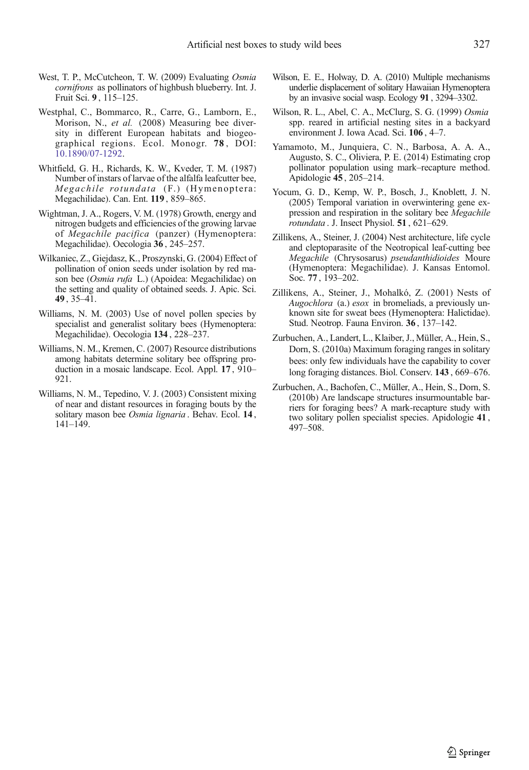West, T. P., McCutcheon, T. W. (2009) Evaluating *Osmia cornifrons* as pollinators of highbush blueberry. Int. J. Fruit Sci. **9**, 115–125.

Westphal, C., Bommarco, R., Carre, G., Lamborn, E., Morison, N., *et al.* (2008) Measuring bee diversity in different European habitats and biogeographical regions. Ecol. Monogr. **78**, DOI: 10.1890/07-1292.

Whitfield, G. H., Richards, K. W., Kveder, T. M. (1987) Number of instars of larvae of the alfalfa leafcutter bee, *Megachile rotundata* (F.) (Hymenoptera: Megachilidae). Can. Ent. **119**, 859–865.

Wightman, J. A., Rogers, V. M. (1978) Growth, energy and nitrogen budgets and efficiencies of the growing larvae of *Megachile pacifica* (panzer) (Hymenoptera: Megachilidae). Oecologia **36**, 245–257.

Wilkaniec, Z., Giejdasz, K., Proszynski, G. (2004) Effect of pollination of onion seeds under isolation by red mason bee (*Osmia rufa* L.) (Apoidea: Megachilidae) on the setting and quality of obtained seeds. J. Apic. Sci. **49**, 35–41.

Williams, N. M. (2003) Use of novel pollen species by specialist and generalist solitary bees (Hymenoptera: Megachilidae). Oecologia **134**, 228–237.

Williams, N. M., Kremen, C. (2007) Resource distributions among habitats determine solitary bee offspring production in a mosaic landscape. Ecol. Appl. **17**, 910–921.

Williams, N. M., Tepedino, V. J. (2003) Consistent mixing of near and distant resources in foraging bouts by the solitary mason bee *Osmia lignaria*. Behav. Ecol. **14**, 141–149.

Wilson, E. E., Holway, D. A. (2010) Multiple mechanisms underlie displacement of solitary Hawaiian Hymenoptera by an invasive social wasp. Ecology **91**, 3294–3302.

Wilson, R. L., Abel, C. A., McClurg, S. G. (1999) *Osmia* spp. reared in artificial nesting sites in a backyard environment J. Iowa Acad. Sci. **106**, 4–7.

Yamamoto, M., Junquiera, C. N., Barbosa, A. A. A., Augusto, S. C., Oliviera, P. E. (2014) Estimating crop pollinator population using mark–recapture method. Apidologie **45**, 205–214.

Yocum, G. D., Kemp, W. P., Bosch, J., Knoblett, J. N. (2005) Temporal variation in overwintering gene expression and respiration in the solitary bee *Megachile rotundata*. J. Insect Physiol. **51**, 621–629.

Zillikens, A., Steiner, J. (2004) Nest architecture, life cycle and cleptoparasite of the Neotropical leaf-cutting bee *Megachile* (Chrysosarus) *pseudanthidioides* Moure (Hymenoptera: Megachilidae). J. Kansas Entomol. Soc. **77**, 193–202.

Zillikens, A., Steiner, J., Mohalkó, Z. (2001) Nests of *Augochlora* (a.) *esox* in bromeliads, a previously unknown site for sweat bees (Hymenoptera: Halictidae). Stud. Neotrop. Fauna Environ. **36**, 137–142.

Zurbuchen, A., Landert, L., Klaiber, J., Müller, A., Hein, S., Dorn, S. (2010a) Maximum foraging ranges in solitary bees: only few individuals have the capability to cover long foraging distances. Biol. Conserv. **143**, 669–676.

Zurbuchen, A., Bachofen, C., Müller, A., Hein, S., Dorn, S. (2010b) Are landscape structures insurmountable barriers for foraging bees? A mark-recapture study with two solitary pollen specialist species. Apidologie **41**, 497–508.